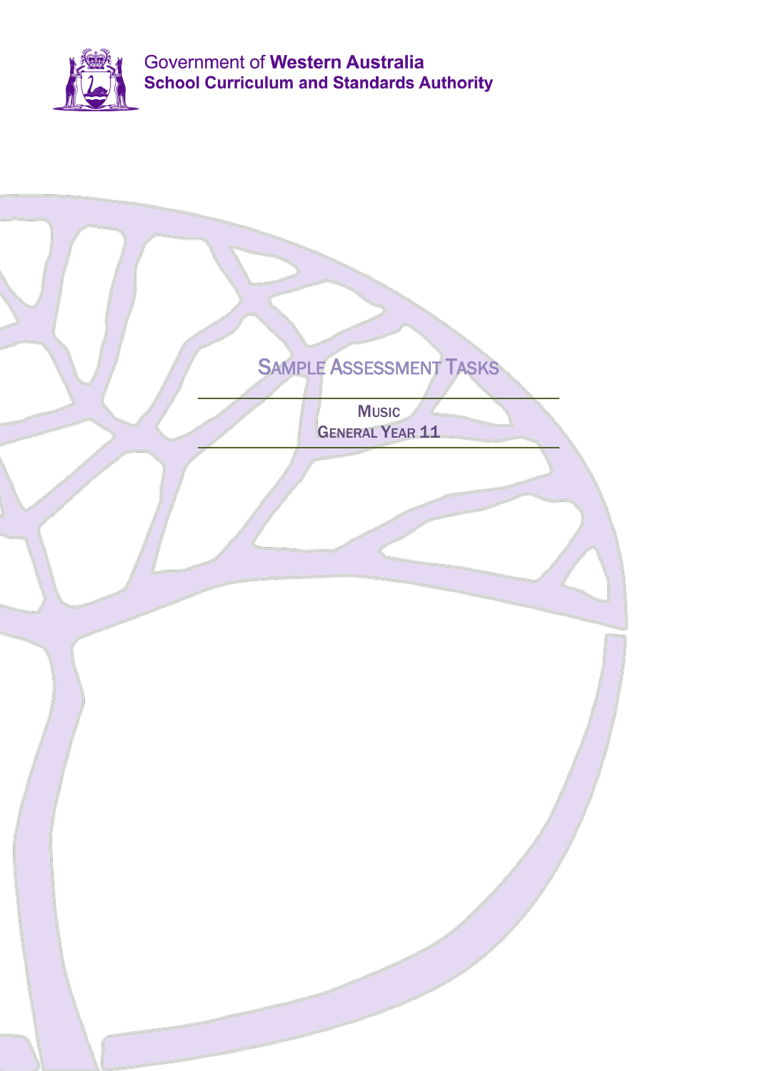Government of **Western Australia**
**School Curriculum and Standards Authority**

# Sample Assessment Tasks

## Music
## General Year 11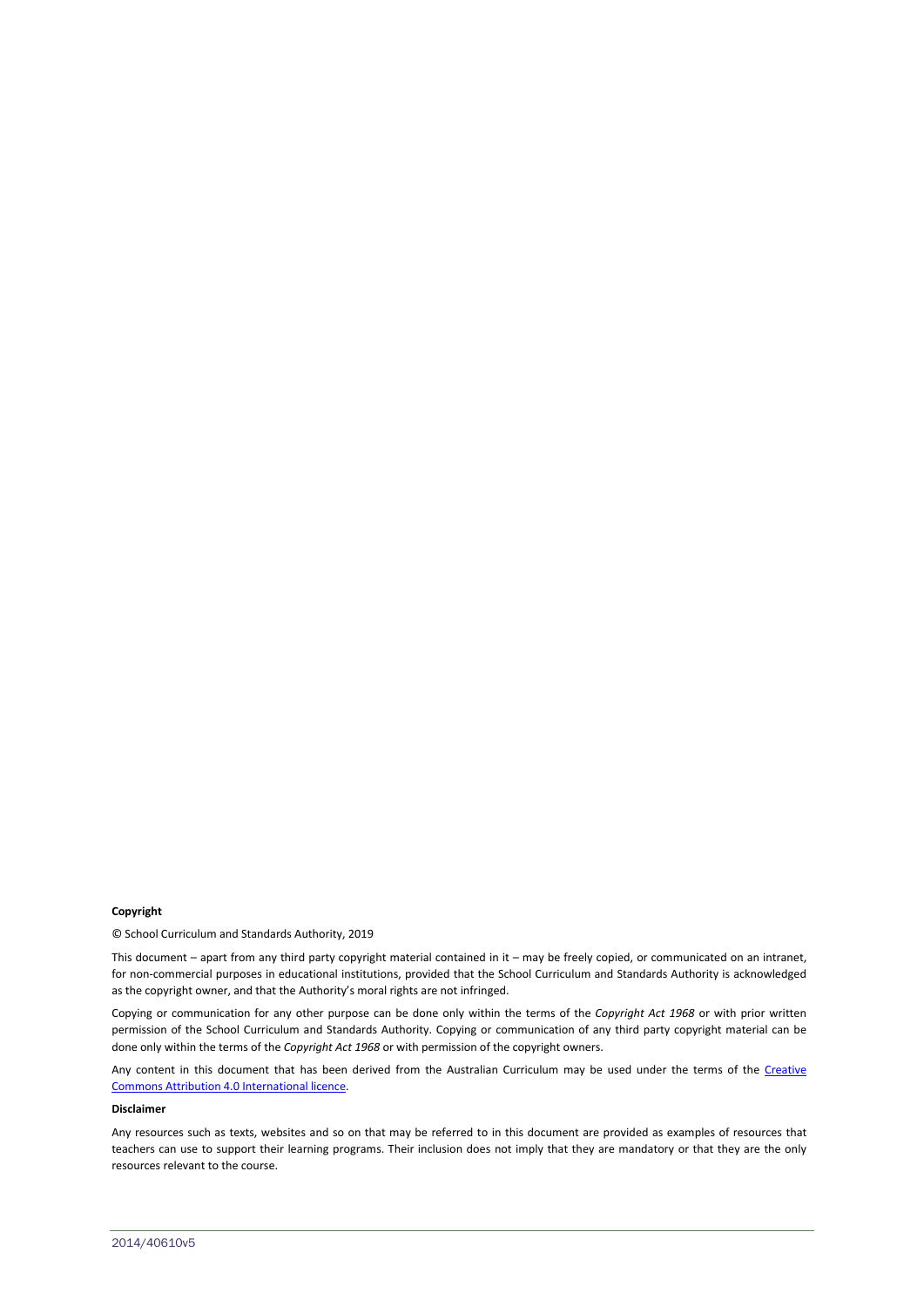**Copyright**

© School Curriculum and Standards Authority, 2019

This document – apart from any third party copyright material contained in it – may be freely copied, or communicated on an intranet, for non-commercial purposes in educational institutions, provided that the School Curriculum and Standards Authority is acknowledged as the copyright owner, and that the Authority's moral rights are not infringed.

Copying or communication for any other purpose can be done only within the terms of the *Copyright Act 1968* or with prior written permission of the School Curriculum and Standards Authority. Copying or communication of any third party copyright material can be done only within the terms of the *Copyright Act 1968* or with permission of the copyright owners.

Any content in this document that has been derived from the Australian Curriculum may be used under the terms of the Creative Commons Attribution 4.0 International licence.

**Disclaimer**

Any resources such as texts, websites and so on that may be referred to in this document are provided as examples of resources that teachers can use to support their learning programs. Their inclusion does not imply that they are mandatory or that they are the only resources relevant to the course.

2014/40610v5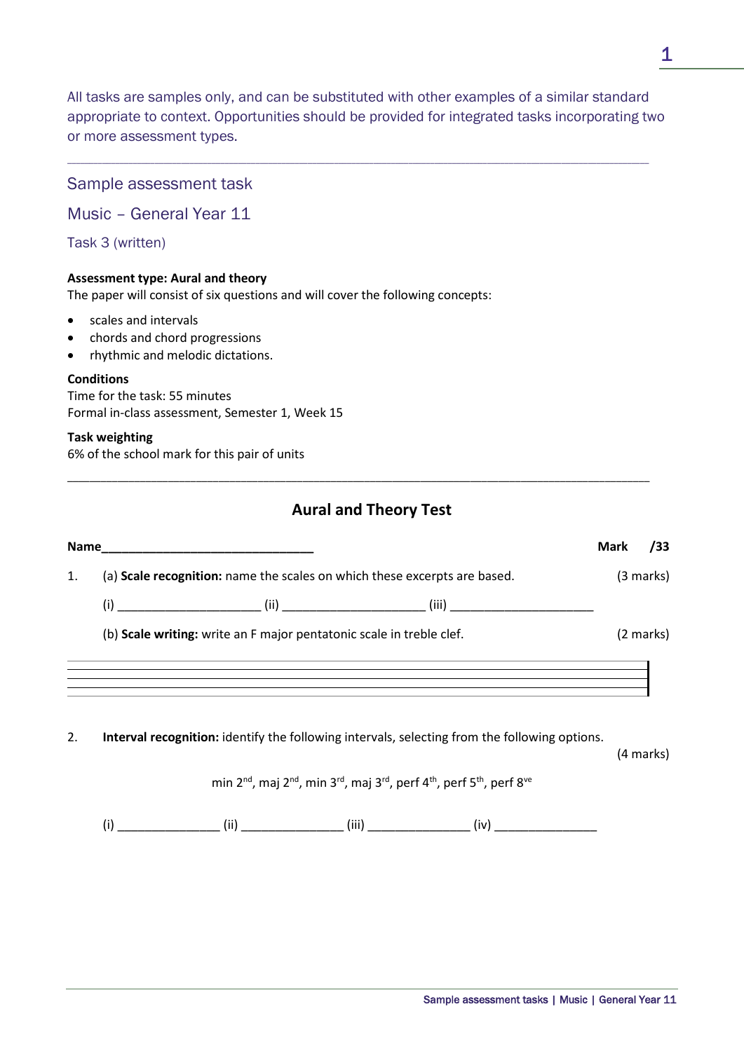All tasks are samples only, and can be substituted with other examples of a similar standard appropriate to context. Opportunities should be provided for integrated tasks incorporating two or more assessment types.

---

## Sample assessment task

## Music – General Year 11

### Task 3 (written)

**Assessment type: Aural and theory**

The paper will consist of six questions and will cover the following concepts:

- scales and intervals
- chords and chord progressions
- rhythmic and melodic dictations.

**Conditions**

Time for the task: 55 minutes
Formal in-class assessment, Semester 1, Week 15

**Task weighting**

6% of the school mark for this pair of units

---

## Aural and Theory Test

**Name**________________________________ **Mark /33**

1. (a) **Scale recognition:** name the scales on which these excerpts are based. (3 marks)

   (i) ____________________ (ii) ____________________ (iii) ____________________

   (b) **Scale writing:** write an F major pentatonic scale in treble clef. (2 marks)

2. **Interval recognition:** identify the following intervals, selecting from the following options. (4 marks)

   min 2nd, maj 2nd, min 3rd, maj 3rd, perf 4th, perf 5th, perf 8ve

   (i) ______________ (ii) ______________ (iii) ______________ (iv) ______________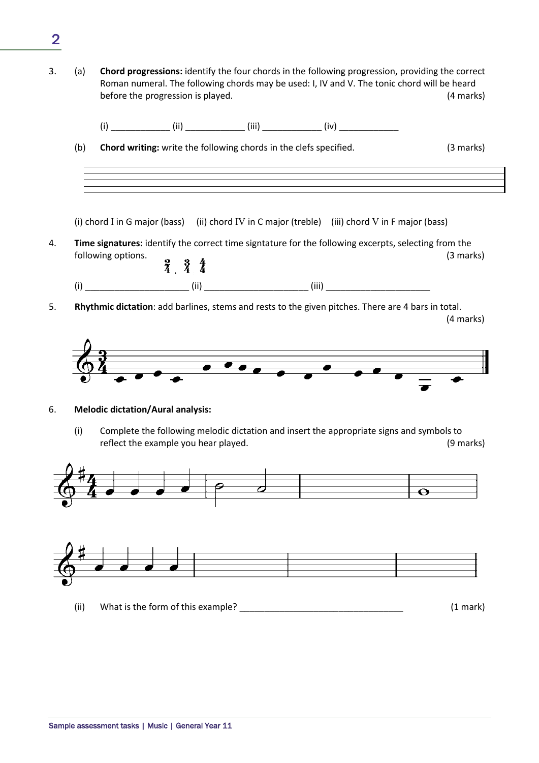3. (a) **Chord progressions:** identify the four chords in the following progression, providing the correct Roman numeral. The following chords may be used: I, IV and V. The tonic chord will be heard before the progression is played. (4 marks)

   (i) ____________ (ii) ____________ (iii) ____________ (iv) ____________

   (b) **Chord writing:** write the following chords in the clefs specified. (3 marks)

   (i) chord I in G major (bass) (ii) chord IV in C major (treble) (iii) chord V in F major (bass)

4. **Time signatures:** identify the correct time signtature for the following excerpts, selecting from the following options. (3 marks)

   2/4, 3/4, 4/4

   (i) ____________________ (ii) ____________________ (iii) ____________________

5. **Rhythmic dictation**: add barlines, stems and rests to the given pitches. There are 4 bars in total. (4 marks)

6. **Melodic dictation/Aural analysis:**

   (i) Complete the following melodic dictation and insert the appropriate signs and symbols to reflect the example you hear played. (9 marks)

   (ii) What is the form of this example? _________________________________ (1 mark)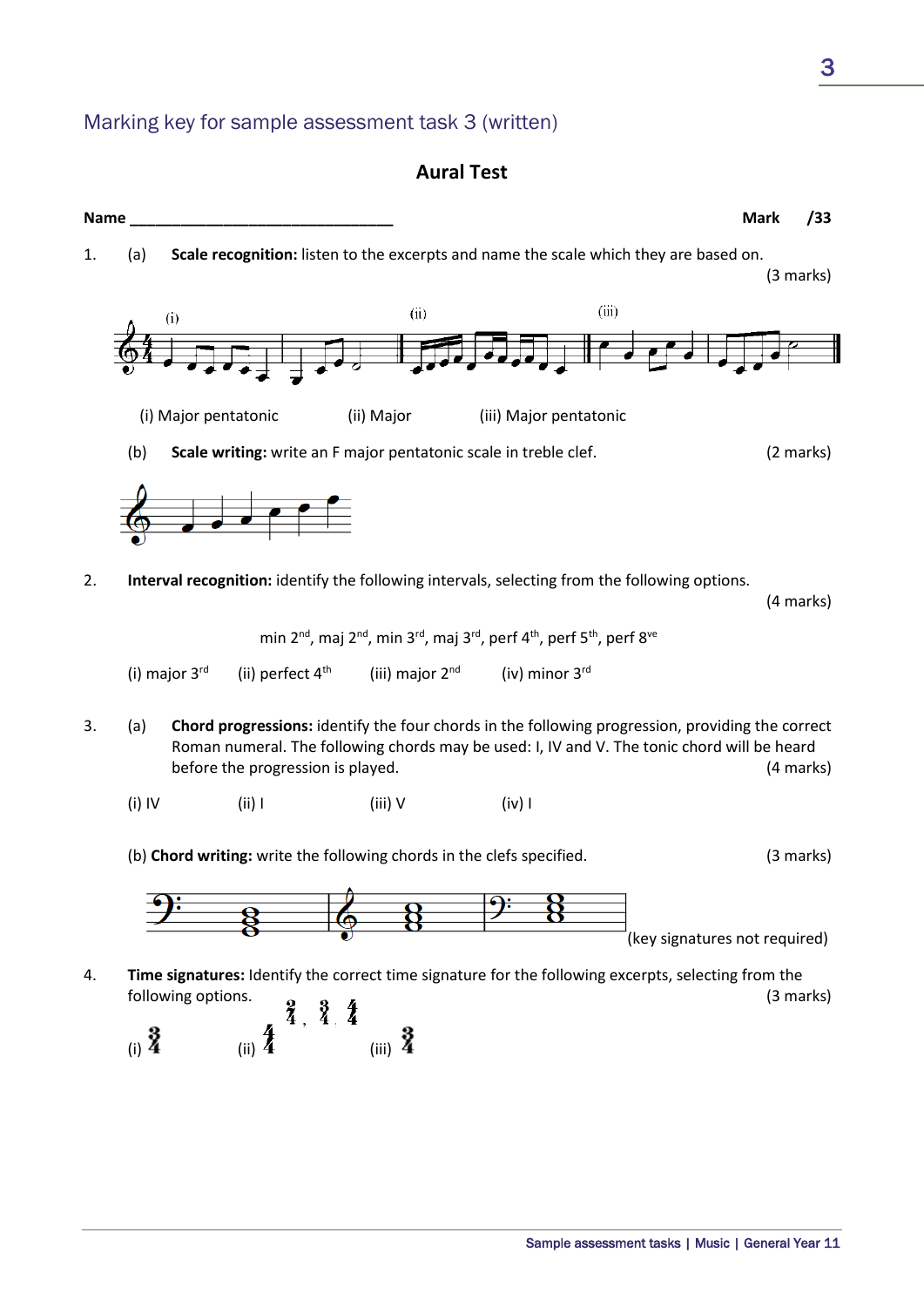## Marking key for sample assessment task 3 (written)

### Aural Test

**Name** ________________________________ **Mark** /33

1. (a) **Scale recognition:** listen to the excerpts and name the scale which they are based on. (3 marks)

(i) Major pentatonic (ii) Major (iii) Major pentatonic

(b) **Scale writing:** write an F major pentatonic scale in treble clef. (2 marks)

2. **Interval recognition:** identify the following intervals, selecting from the following options. (4 marks)

min 2nd, maj 2nd, min 3rd, maj 3rd, perf 4th, perf 5th, perf 8ve

(i) major 3rd (ii) perfect 4th (iii) major 2nd (iv) minor 3rd

3. (a) **Chord progressions:** identify the four chords in the following progression, providing the correct Roman numeral. The following chords may be used: I, IV and V. The tonic chord will be heard before the progression is played. (4 marks)

(i) IV (ii) I (iii) V (iv) I

(b) **Chord writing:** write the following chords in the clefs specified. (3 marks)

(key signatures not required)

4. **Time signatures:** Identify the correct time signature for the following excerpts, selecting from the following options. (3 marks)

2/4, 3/4, 4/4

(i) 3/4 (ii) 4/4 (iii) 3/4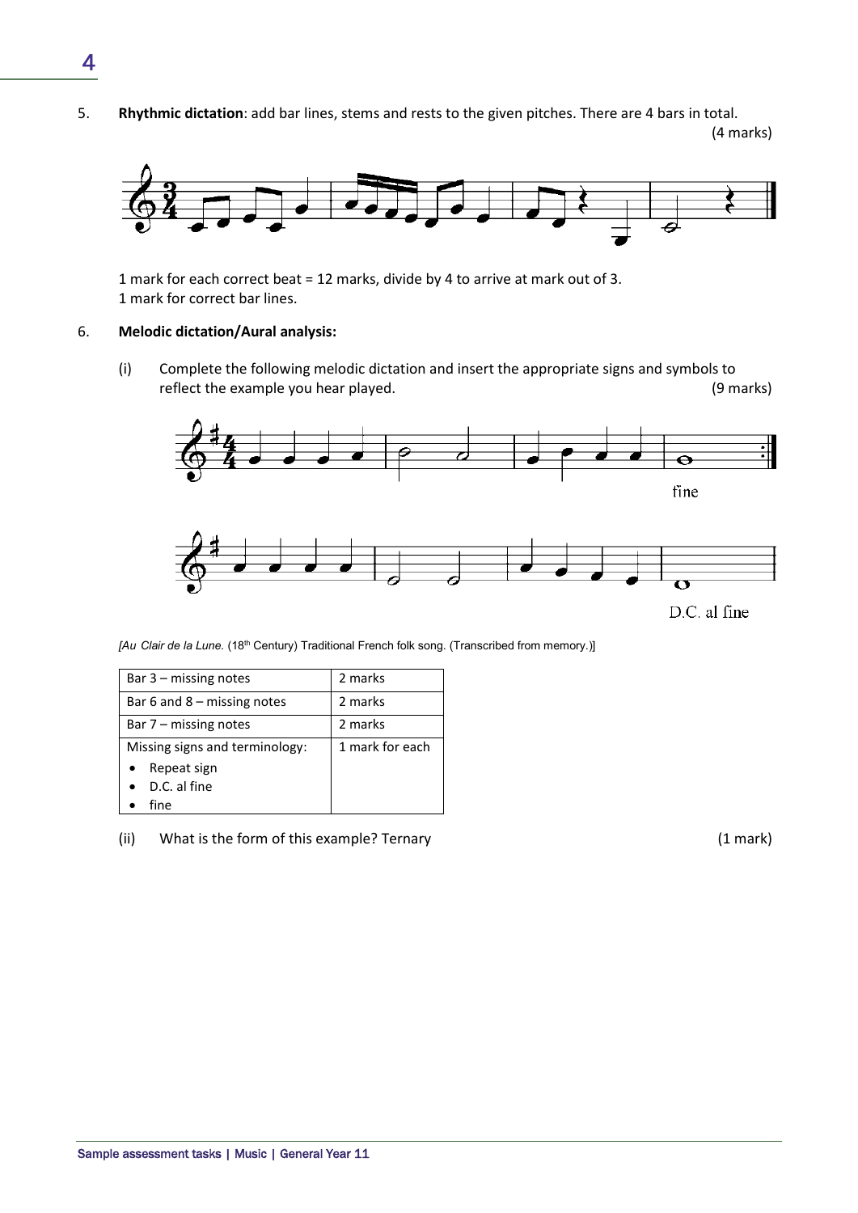5. **Rhythmic dictation**: add bar lines, stems and rests to the given pitches. There are 4 bars in total. (4 marks)

1 mark for each correct beat = 12 marks, divide by 4 to arrive at mark out of 3.
1 mark for correct bar lines.

6. **Melodic dictation/Aural analysis:**

   (i) Complete the following melodic dictation and insert the appropriate signs and symbols to reflect the example you hear played. (9 marks)

fine

D.C. al fine

*[Au Clair de la Lune.* (18th Century) Traditional French folk song. (Transcribed from memory.)]

| Bar 3 – missing notes | 2 marks |
|---|---|
| Bar 6 and 8 – missing notes | 2 marks |
| Bar 7 – missing notes | 2 marks |
| Missing signs and terminology:<br>• Repeat sign<br>• D.C. al fine<br>• fine | 1 mark for each |

   (ii) What is the form of this example? Ternary (1 mark)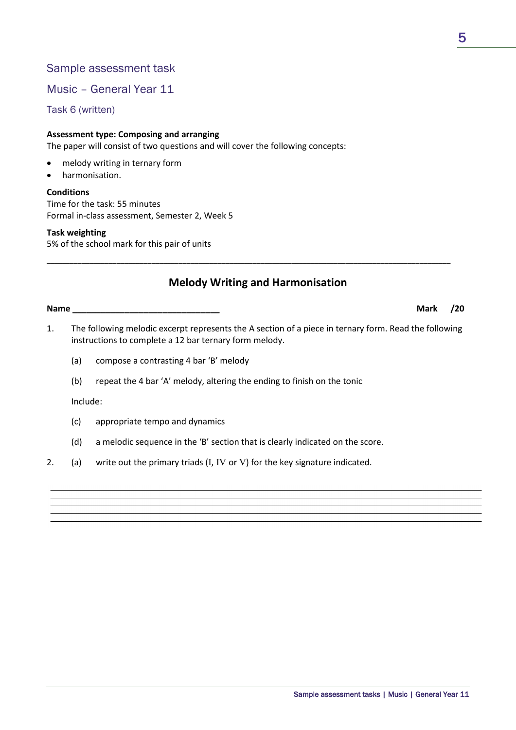## Sample assessment task

## Music – General Year 11

### Task 6 (written)

**Assessment type: Composing and arranging**

The paper will consist of two questions and will cover the following concepts:

- melody writing in ternary form
- harmonisation.

**Conditions**

Time for the task: 55 minutes

Formal in-class assessment, Semester 2, Week 5

**Task weighting**

5% of the school mark for this pair of units

---

## Melody Writing and Harmonisation

**Name** _______________________________ **Mark /20**

1. The following melodic excerpt represents the A section of a piece in ternary form. Read the following instructions to complete a 12 bar ternary form melody.

   (a) compose a contrasting 4 bar 'B' melody

   (b) repeat the 4 bar 'A' melody, altering the ending to finish on the tonic

   Include:

   (c) appropriate tempo and dynamics

   (d) a melodic sequence in the 'B' section that is clearly indicated on the score.

2. (a) write out the primary triads (I, IV or V) for the key signature indicated.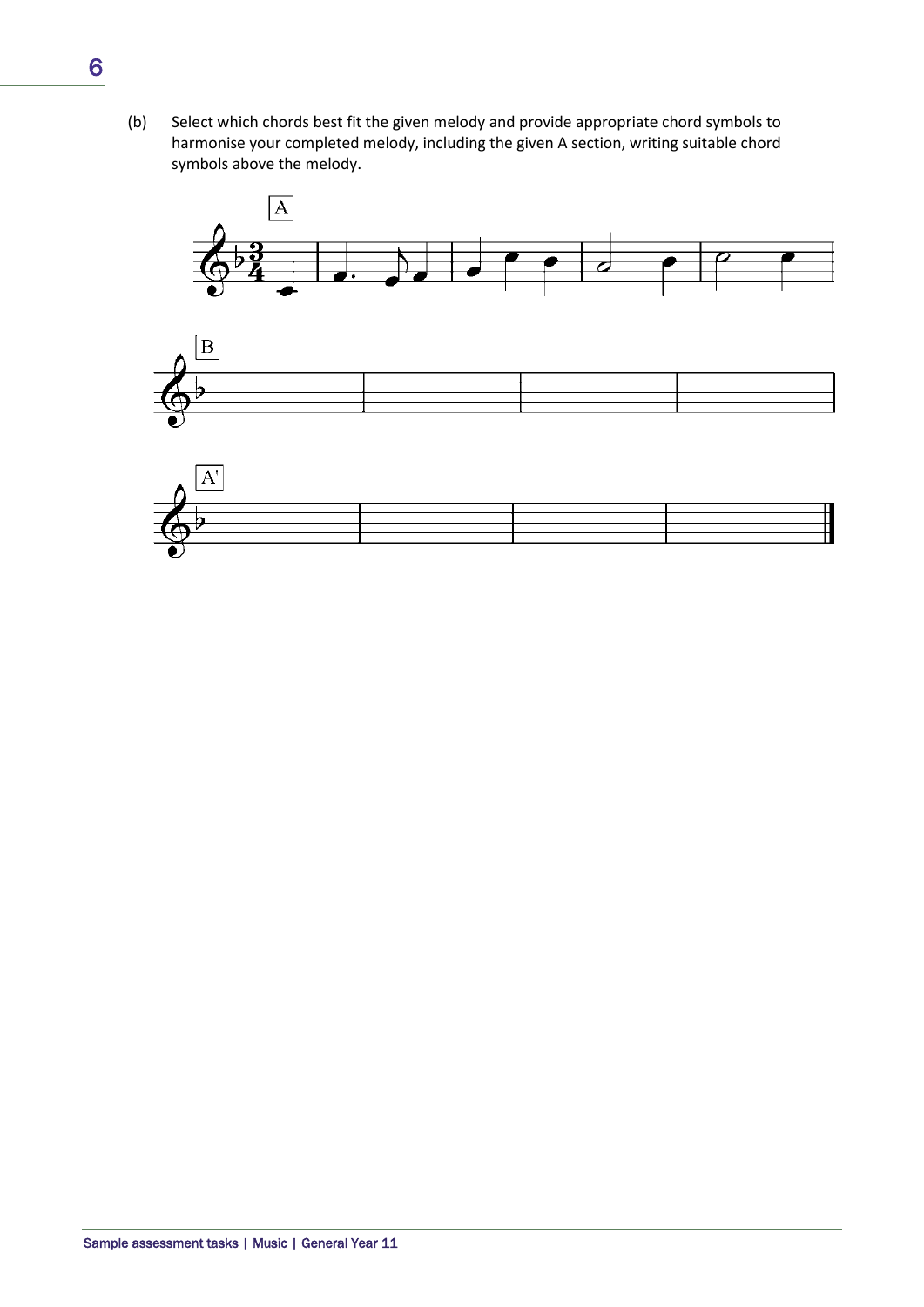(b) Select which chords best fit the given melody and provide appropriate chord symbols to harmonise your completed melody, including the given A section, writing suitable chord symbols above the melody.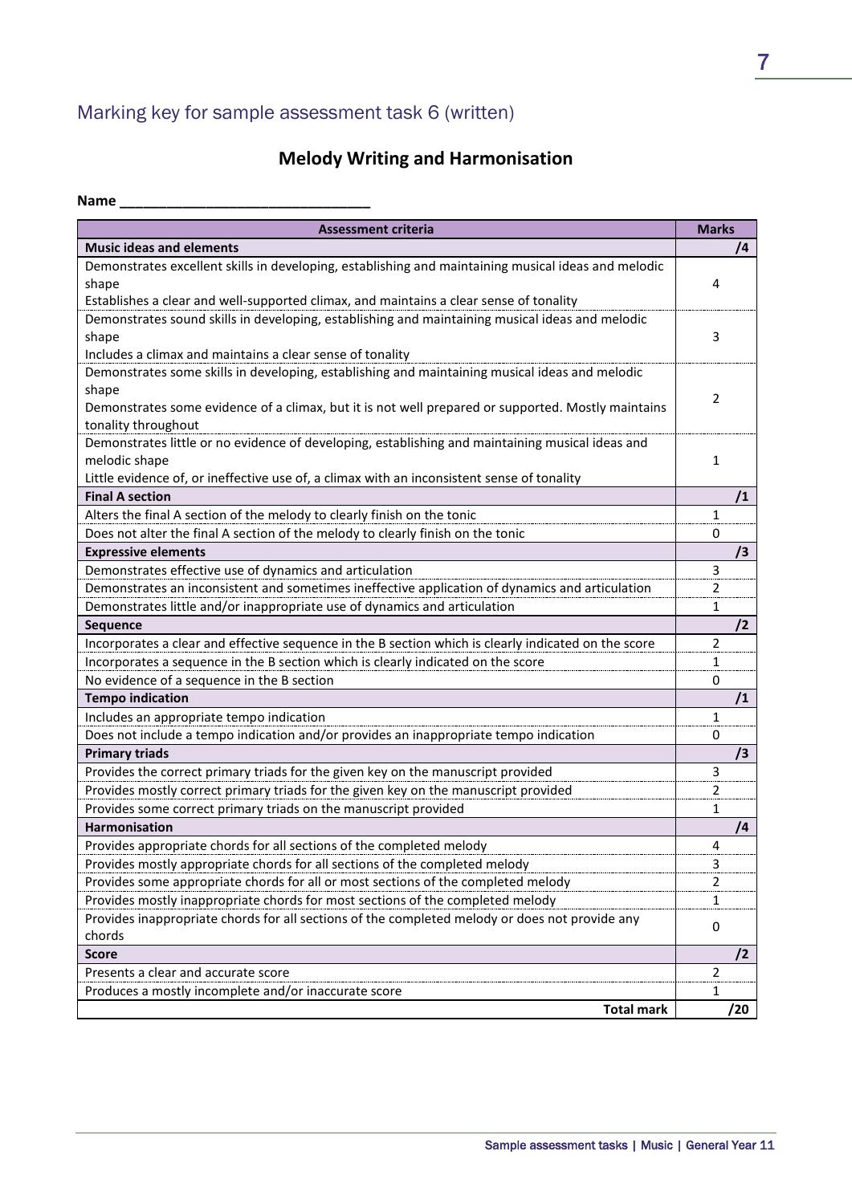## Marking key for sample assessment task 6 (written)

### Melody Writing and Harmonisation

**Name** ________________________________

| Assessment criteria | Marks |
|---|---|
| **Music ideas and elements** | **/4** |
| Demonstrates excellent skills in developing, establishing and maintaining musical ideas and melodic shape<br>Establishes a clear and well-supported climax, and maintains a clear sense of tonality | 4 |
| Demonstrates sound skills in developing, establishing and maintaining musical ideas and melodic shape<br>Includes a climax and maintains a clear sense of tonality | 3 |
| Demonstrates some skills in developing, establishing and maintaining musical ideas and melodic shape<br>Demonstrates some evidence of a climax, but it is not well prepared or supported. Mostly maintains tonality throughout | 2 |
| Demonstrates little or no evidence of developing, establishing and maintaining musical ideas and melodic shape<br>Little evidence of, or ineffective use of, a climax with an inconsistent sense of tonality | 1 |
| **Final A section** | **/1** |
| Alters the final A section of the melody to clearly finish on the tonic | 1 |
| Does not alter the final A section of the melody to clearly finish on the tonic | 0 |
| **Expressive elements** | **/3** |
| Demonstrates effective use of dynamics and articulation | 3 |
| Demonstrates an inconsistent and sometimes ineffective application of dynamics and articulation | 2 |
| Demonstrates little and/or inappropriate use of dynamics and articulation | 1 |
| **Sequence** | **/2** |
| Incorporates a clear and effective sequence in the B section which is clearly indicated on the score | 2 |
| Incorporates a sequence in the B section which is clearly indicated on the score | 1 |
| No evidence of a sequence in the B section | 0 |
| **Tempo indication** | **/1** |
| Includes an appropriate tempo indication | 1 |
| Does not include a tempo indication and/or provides an inappropriate tempo indication | 0 |
| **Primary triads** | **/3** |
| Provides the correct primary triads for the given key on the manuscript provided | 3 |
| Provides mostly correct primary triads for the given key on the manuscript provided | 2 |
| Provides some correct primary triads on the manuscript provided | 1 |
| **Harmonisation** | **/4** |
| Provides appropriate chords for all sections of the completed melody | 4 |
| Provides mostly appropriate chords for all sections of the completed melody | 3 |
| Provides some appropriate chords for all or most sections of the completed melody | 2 |
| Provides mostly inappropriate chords for most sections of the completed melody | 1 |
| Provides inappropriate chords for all sections of the completed melody or does not provide any chords | 0 |
| **Score** | **/2** |
| Presents a clear and accurate score | 2 |
| Produces a mostly incomplete and/or inaccurate score | 1 |
| **Total mark** | **/20** |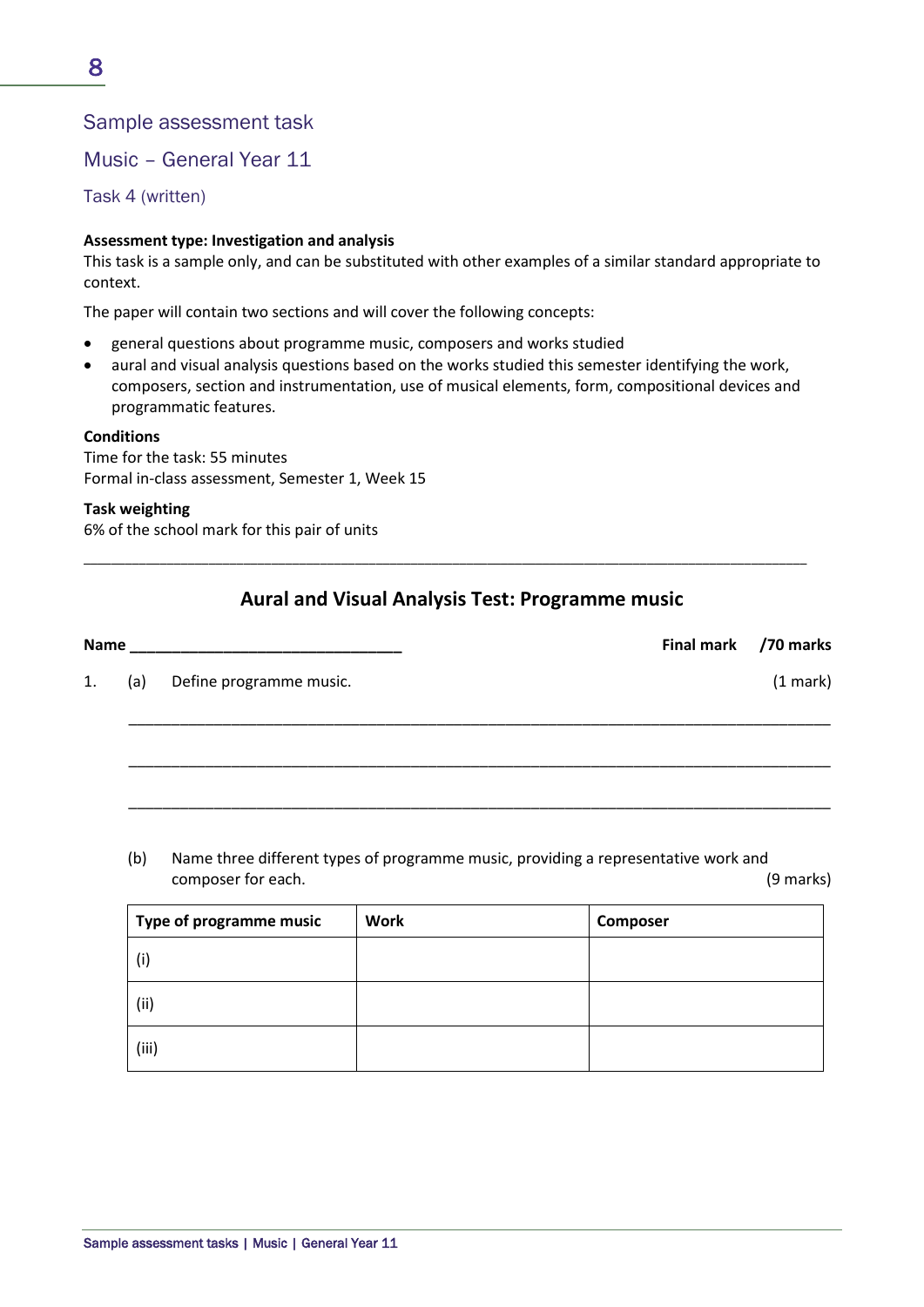# Sample assessment task

## Music – General Year 11

### Task 4 (written)

**Assessment type: Investigation and analysis**

This task is a sample only, and can be substituted with other examples of a similar standard appropriate to context.

The paper will contain two sections and will cover the following concepts:

- general questions about programme music, composers and works studied
- aural and visual analysis questions based on the works studied this semester identifying the work, composers, section and instrumentation, use of musical elements, form, compositional devices and programmatic features.

**Conditions**

Time for the task: 55 minutes

Formal in-class assessment, Semester 1, Week 15

**Task weighting**

6% of the school mark for this pair of units

---

## Aural and Visual Analysis Test: Programme music

**Name** ________________________________ **Final mark** **/70 marks**

1. (a) Define programme music. (1 mark)

______________________________________________________________________________

______________________________________________________________________________

______________________________________________________________________________

(b) Name three different types of programme music, providing a representative work and composer for each. (9 marks)

| Type of programme music | Work | Composer |
|---|---|---|
| (i) | | |
| (ii) | | |
| (iii) | | |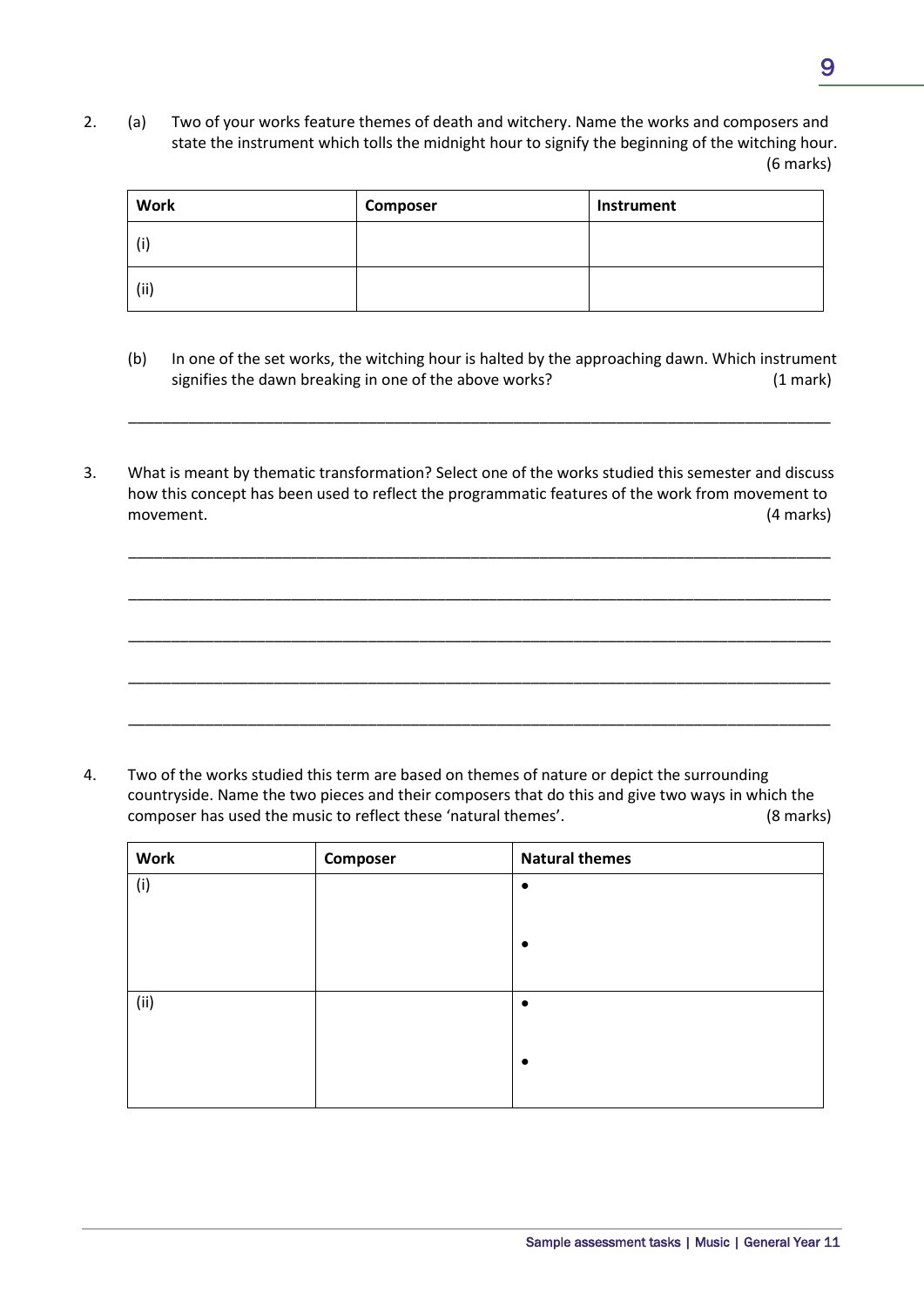2. (a) Two of your works feature themes of death and witchery. Name the works and composers and state the instrument which tolls the midnight hour to signify the beginning of the witching hour. (6 marks)

| Work | Composer | Instrument |
|---|---|---|
| (i) | | |
| (ii) | | |

(b) In one of the set works, the witching hour is halted by the approaching dawn. Which instrument signifies the dawn breaking in one of the above works? (1 mark)

_______________________________________________________________________________

3. What is meant by thematic transformation? Select one of the works studied this semester and discuss how this concept has been used to reflect the programmatic features of the work from movement to movement. (4 marks)

_______________________________________________________________________________

_______________________________________________________________________________

_______________________________________________________________________________

_______________________________________________________________________________

_______________________________________________________________________________

4. Two of the works studied this term are based on themes of nature or depict the surrounding countryside. Name the two pieces and their composers that do this and give two ways in which the composer has used the music to reflect these 'natural themes'. (8 marks)

| Work | Composer | Natural themes |
|---|---|---|
| (i) | | • <br><br> • |
| (ii) | | • <br><br> • |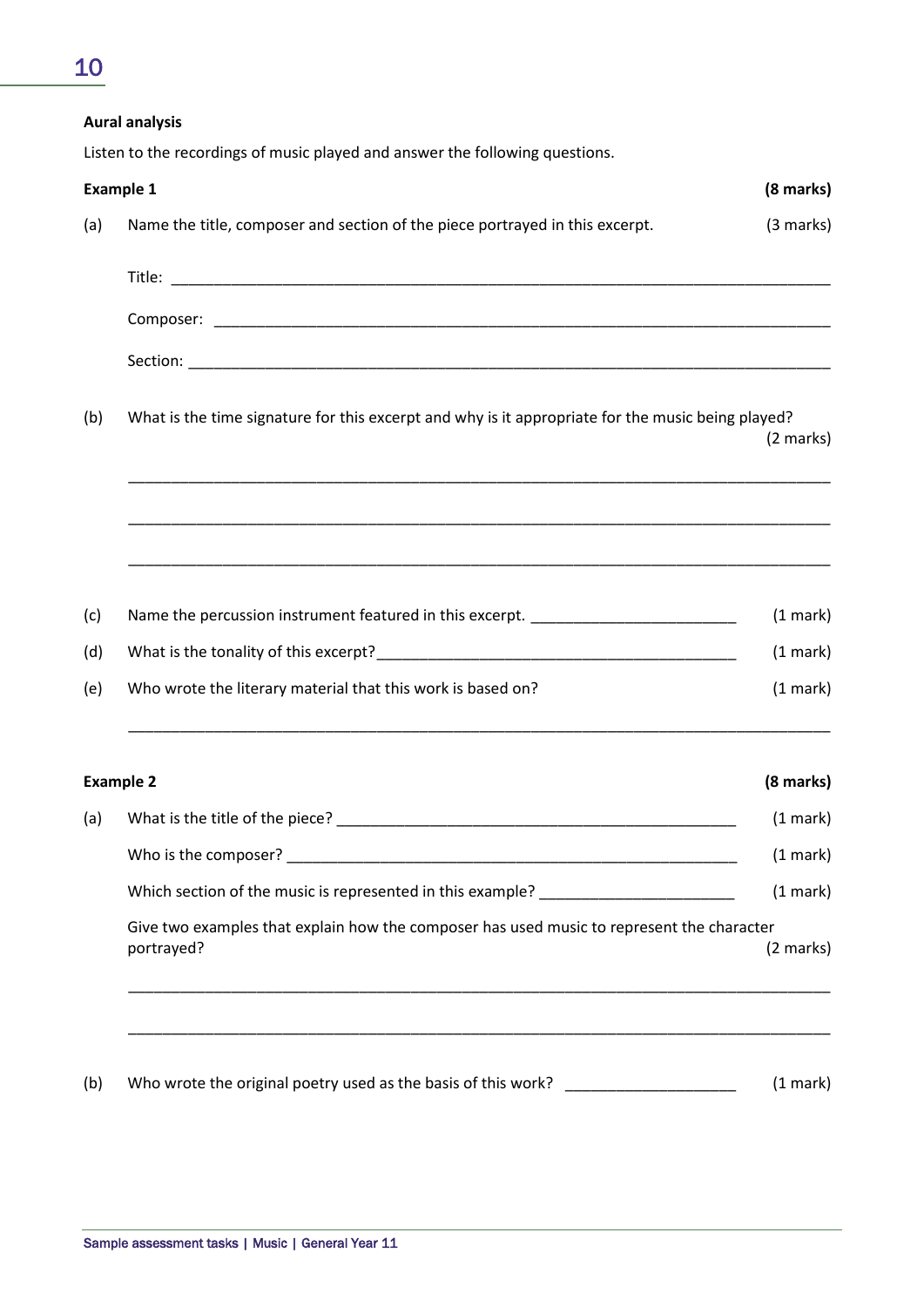**Aural analysis**

Listen to the recordings of music played and answer the following questions.

**Example 1** **(8 marks)**

(a) Name the title, composer and section of the piece portrayed in this excerpt. (3 marks)

Title: ______________________________________________________________________________

Composer: __________________________________________________________________________

Section: ____________________________________________________________________________

(b) What is the time signature for this excerpt and why is it appropriate for the music being played? (2 marks)

______________________________________________________________________________

______________________________________________________________________________

______________________________________________________________________________

(c) Name the percussion instrument featured in this excerpt. ________________________ (1 mark)

(d) What is the tonality of this excerpt? ___________________________________________ (1 mark)

(e) Who wrote the literary material that this work is based on? (1 mark)

______________________________________________________________________________

**Example 2** **(8 marks)**

(a) What is the title of the piece? ________________________________________________ (1 mark)

Who is the composer? _____________________________________________________ (1 mark)

Which section of the music is represented in this example? _______________________ (1 mark)

Give two examples that explain how the composer has used music to represent the character portrayed? (2 marks)

______________________________________________________________________________

______________________________________________________________________________

(b) Who wrote the original poetry used as the basis of this work? ____________________ (1 mark)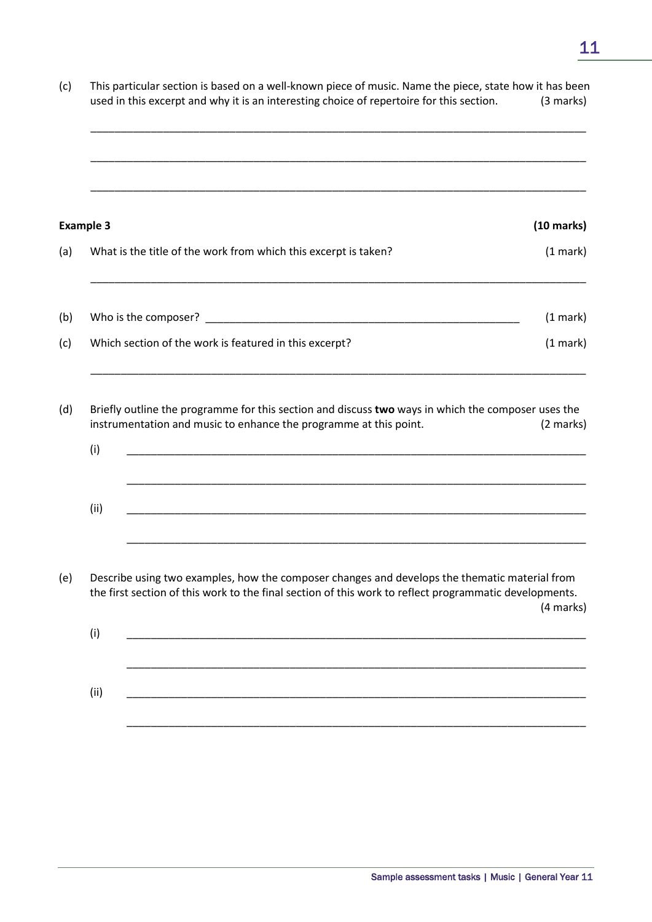(c) This particular section is based on a well-known piece of music. Name the piece, state how it has been used in this excerpt and why it is an interesting choice of repertoire for this section. (3 marks)

___

___

___

**Example 3** **(10 marks)**

(a) What is the title of the work from which this excerpt is taken? (1 mark)

___

(b) Who is the composer? ___ (1 mark)

(c) Which section of the work is featured in this excerpt? (1 mark)

___

(d) Briefly outline the programme for this section and discuss **two** ways in which the composer uses the instrumentation and music to enhance the programme at this point. (2 marks)

(i) ___

___

(ii) ___

___

(e) Describe using two examples, how the composer changes and develops the thematic material from the first section of this work to the final section of this work to reflect programmatic developments. (4 marks)

(i) ___

___

(ii) ___

___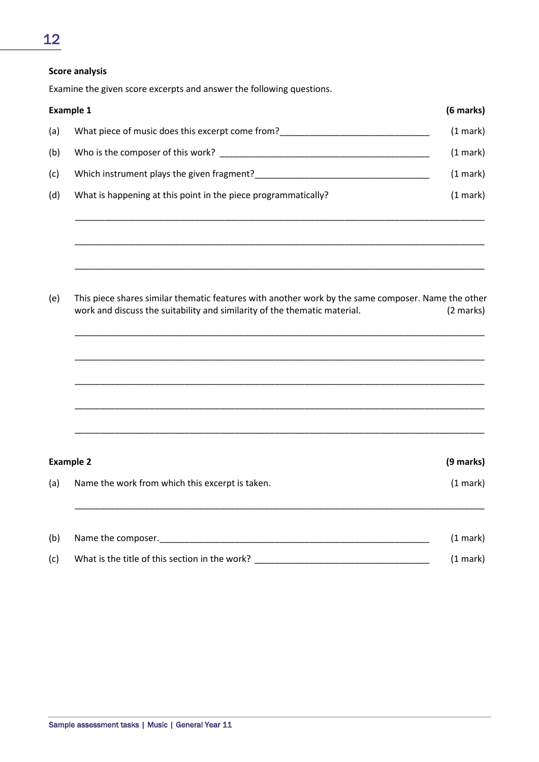**Score analysis**

Examine the given score excerpts and answer the following questions.

**Example 1** **(6 marks)**

(a) What piece of music does this excerpt come from?______________________________ (1 mark)

(b) Who is the composer of this work? __________________________________________ (1 mark)

(c) Which instrument plays the given fragment?____________________________________ (1 mark)

(d) What is happening at this point in the piece programmatically? (1 mark)

___________________________________________________________________________

___________________________________________________________________________

___________________________________________________________________________

(e) This piece shares similar thematic features with another work by the same composer. Name the other work and discuss the suitability and similarity of the thematic material. (2 marks)

___________________________________________________________________________

___________________________________________________________________________

___________________________________________________________________________

___________________________________________________________________________

___________________________________________________________________________

**Example 2** **(9 marks)**

(a) Name the work from which this excerpt is taken. (1 mark)

___________________________________________________________________________

(b) Name the composer.________________________________________________________ (1 mark)

(c) What is the title of this section in the work? ___________________________________ (1 mark)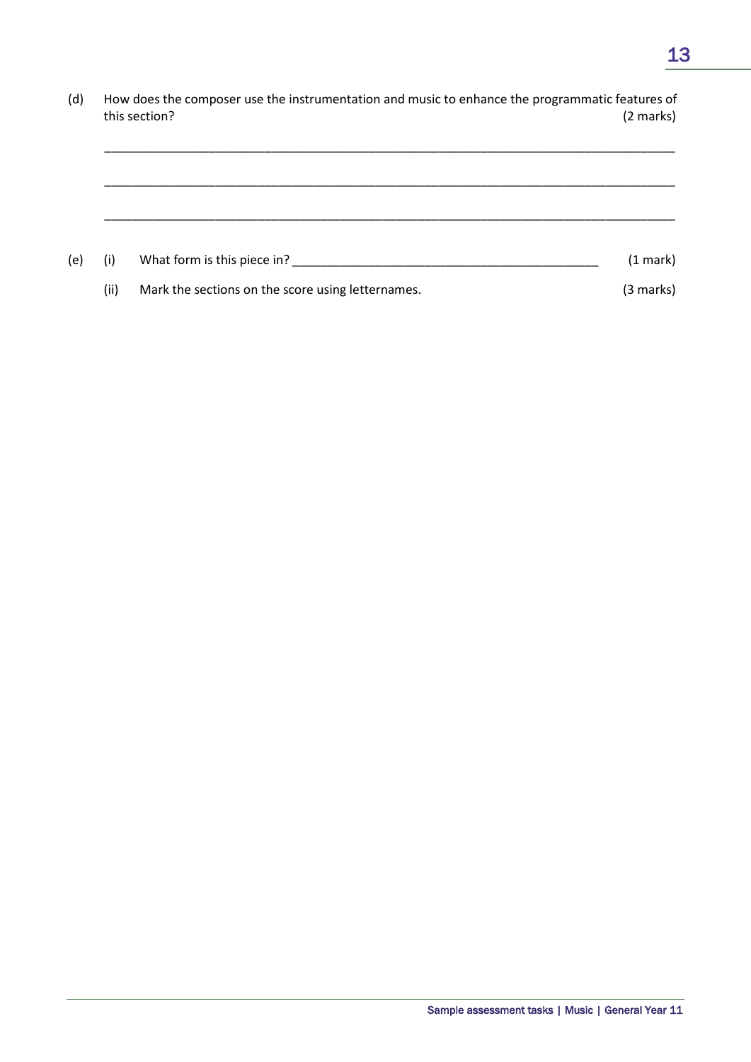(d) How does the composer use the instrumentation and music to enhance the programmatic features of this section? (2 marks)

___________________________________________________________________________________

___________________________________________________________________________________

___________________________________________________________________________________

(e) (i) What form is this piece in? ____________________________________________ (1 mark)

(ii) Mark the sections on the score using letternames. (3 marks)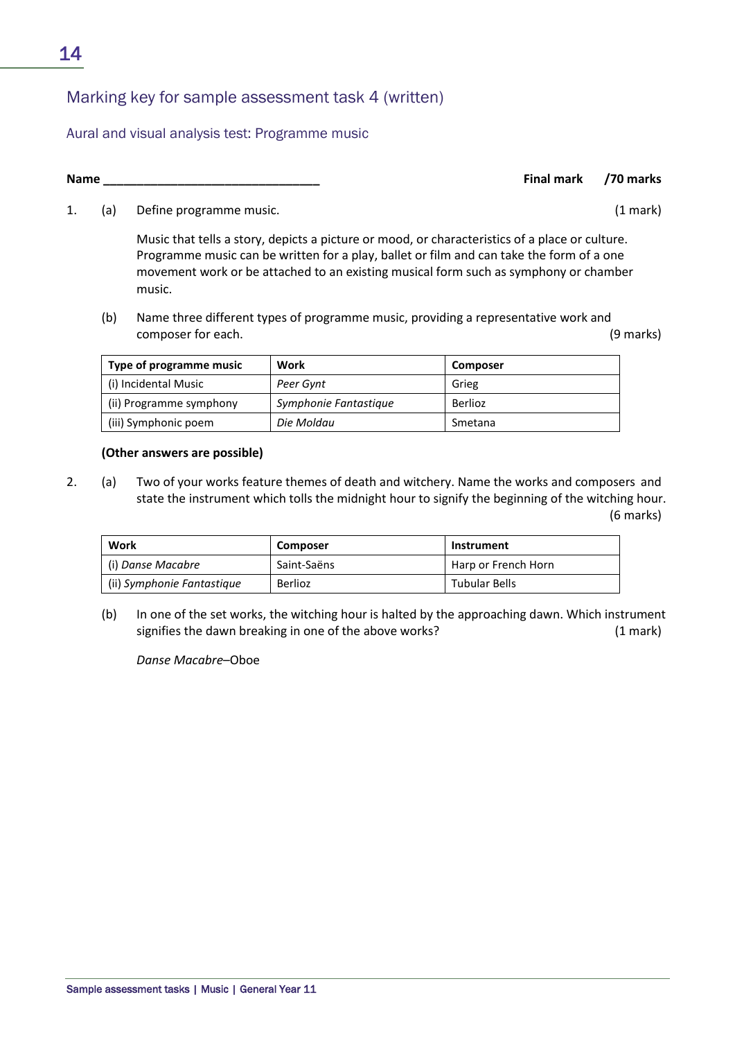## Marking key for sample assessment task 4 (written)

### Aural and visual analysis test: Programme music

**Name** _______________________________ **Final mark** **/70 marks**

1. (a) Define programme music. (1 mark)

   Music that tells a story, depicts a picture or mood, or characteristics of a place or culture. Programme music can be written for a play, ballet or film and can take the form of a one movement work or be attached to an existing musical form such as symphony or chamber music.

   (b) Name three different types of programme music, providing a representative work and composer for each. (9 marks)

| Type of programme music | Work | Composer |
|---|---|---|
| (i) Incidental Music | *Peer Gynt* | Grieg |
| (ii) Programme symphony | *Symphonie Fantastique* | Berlioz |
| (iii) Symphonic poem | *Die Moldau* | Smetana |

**(Other answers are possible)**

2. (a) Two of your works feature themes of death and witchery. Name the works and composers and state the instrument which tolls the midnight hour to signify the beginning of the witching hour. (6 marks)

| Work | Composer | Instrument |
|---|---|---|
| (i) *Danse Macabre* | Saint-Saëns | Harp or French Horn |
| (ii) *Symphonie Fantastique* | Berlioz | Tubular Bells |

   (b) In one of the set works, the witching hour is halted by the approaching dawn. Which instrument signifies the dawn breaking in one of the above works? (1 mark)

   *Danse Macabre*–Oboe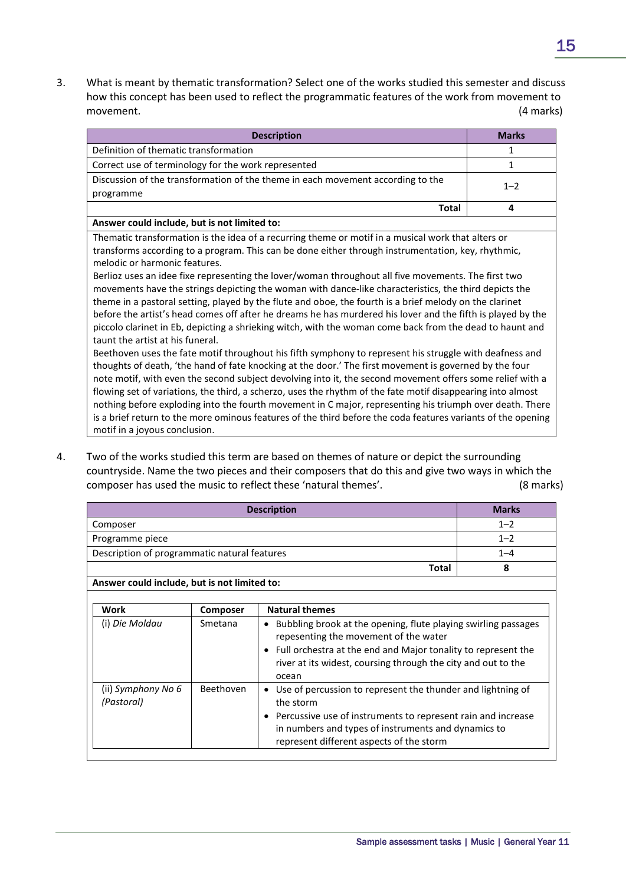3. What is meant by thematic transformation? Select one of the works studied this semester and discuss how this concept has been used to reflect the programmatic features of the work from movement to movement. (4 marks)

| Description | Marks |
|---|---|
| Definition of thematic transformation | 1 |
| Correct use of terminology for the work represented | 1 |
| Discussion of the transformation of the theme in each movement according to the programme | 1–2 |
| **Total** | **4** |

**Answer could include, but is not limited to:**

Thematic transformation is the idea of a recurring theme or motif in a musical work that alters or transforms according to a program. This can be done either through instrumentation, key, rhythmic, melodic or harmonic features.

Berlioz uses an idee fixe representing the lover/woman throughout all five movements. The first two movements have the strings depicting the woman with dance-like characteristics, the third depicts the theme in a pastoral setting, played by the flute and oboe, the fourth is a brief melody on the clarinet before the artist's head comes off after he dreams he has murdered his lover and the fifth is played by the piccolo clarinet in Eb, depicting a shrieking witch, with the woman come back from the dead to haunt and taunt the artist at his funeral.

Beethoven uses the fate motif throughout his fifth symphony to represent his struggle with deafness and thoughts of death, 'the hand of fate knocking at the door.' The first movement is governed by the four note motif, with even the second subject devolving into it, the second movement offers some relief with a flowing set of variations, the third, a scherzo, uses the rhythm of the fate motif disappearing into almost nothing before exploding into the fourth movement in C major, representing his triumph over death. There is a brief return to the more ominous features of the third before the coda features variants of the opening motif in a joyous conclusion.

4. Two of the works studied this term are based on themes of nature or depict the surrounding countryside. Name the two pieces and their composers that do this and give two ways in which the composer has used the music to reflect these 'natural themes'. (8 marks)

| Description | Marks |
|---|---|
| Composer | 1–2 |
| Programme piece | 1–2 |
| Description of programmatic natural features | 1–4 |
| **Total** | **8** |

**Answer could include, but is not limited to:**

| Work | Composer | Natural themes |
|---|---|---|
| (i) *Die Moldau* | Smetana | • Bubbling brook at the opening, flute playing swirling passages repesenting the movement of the water<br>• Full orchestra at the end and Major tonality to represent the river at its widest, coursing through the city and out to the ocean |
| (ii) *Symphony No 6 (Pastoral)* | Beethoven | • Use of percussion to represent the thunder and lightning of the storm<br>• Percussive use of instruments to represent rain and increase in numbers and types of instruments and dynamics to represent different aspects of the storm |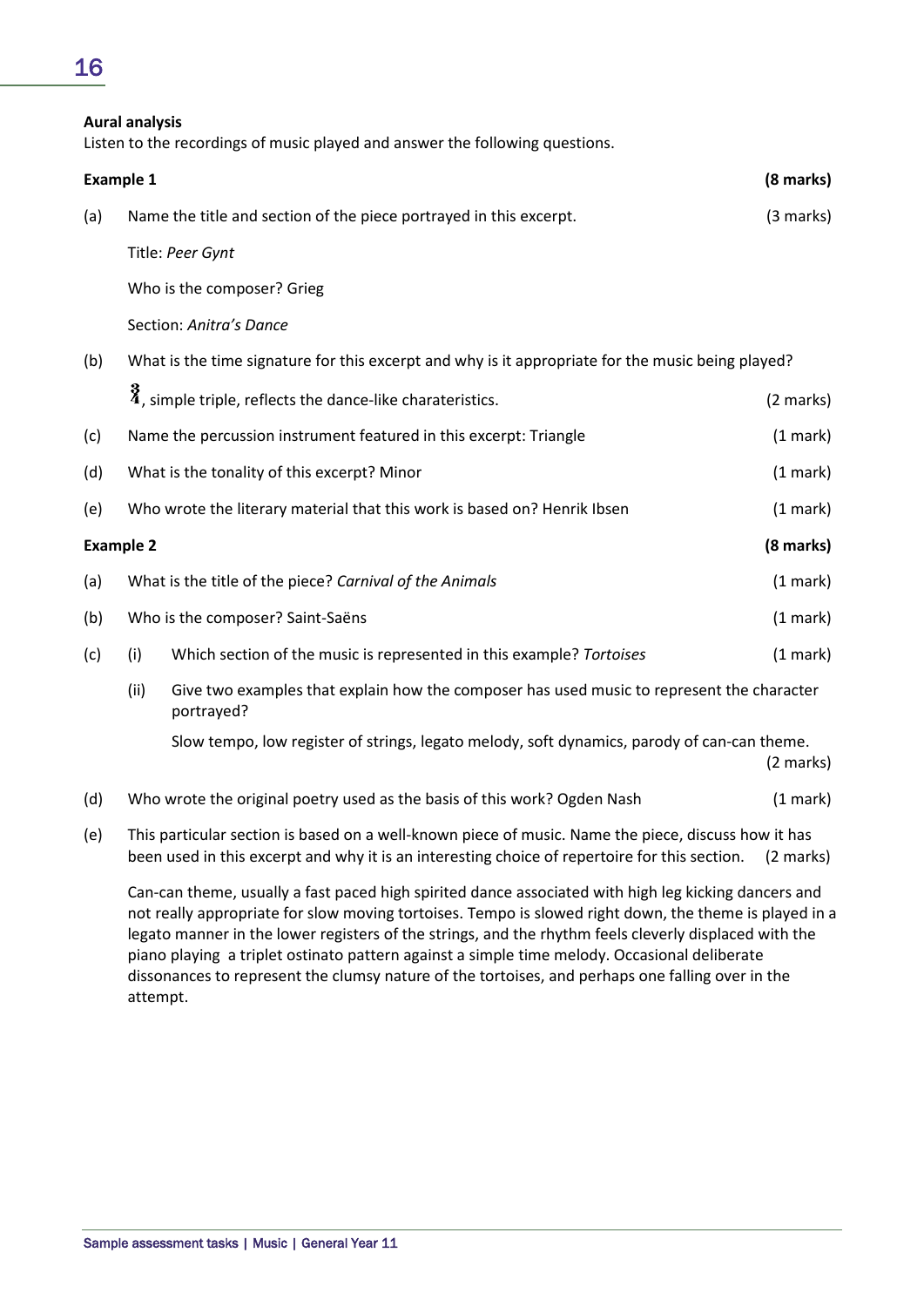**Aural analysis**

Listen to the recordings of music played and answer the following questions.

**Example 1** **(8 marks)**

(a) Name the title and section of the piece portrayed in this excerpt. (3 marks)

Title: *Peer Gynt*

Who is the composer? Grieg

Section: *Anitra's Dance*

(b) What is the time signature for this excerpt and why is it appropriate for the music being played?

$\frac{3}{4}$, simple triple, reflects the dance-like charateristics. (2 marks)

(c) Name the percussion instrument featured in this excerpt: Triangle (1 mark)

(d) What is the tonality of this excerpt? Minor (1 mark)

(e) Who wrote the literary material that this work is based on? Henrik Ibsen (1 mark)

**Example 2** **(8 marks)**

(a) What is the title of the piece? *Carnival of the Animals* (1 mark)

(b) Who is the composer? Saint-Saëns (1 mark)

(c) (i) Which section of the music is represented in this example? *Tortoises* (1 mark)

(ii) Give two examples that explain how the composer has used music to represent the character portrayed?

Slow tempo, low register of strings, legato melody, soft dynamics, parody of can-can theme. (2 marks)

(d) Who wrote the original poetry used as the basis of this work? Ogden Nash (1 mark)

(e) This particular section is based on a well-known piece of music. Name the piece, discuss how it has been used in this excerpt and why it is an interesting choice of repertoire for this section. (2 marks)

Can-can theme, usually a fast paced high spirited dance associated with high leg kicking dancers and not really appropriate for slow moving tortoises. Tempo is slowed right down, the theme is played in a legato manner in the lower registers of the strings, and the rhythm feels cleverly displaced with the piano playing a triplet ostinato pattern against a simple time melody. Occasional deliberate dissonances to represent the clumsy nature of the tortoises, and perhaps one falling over in the attempt.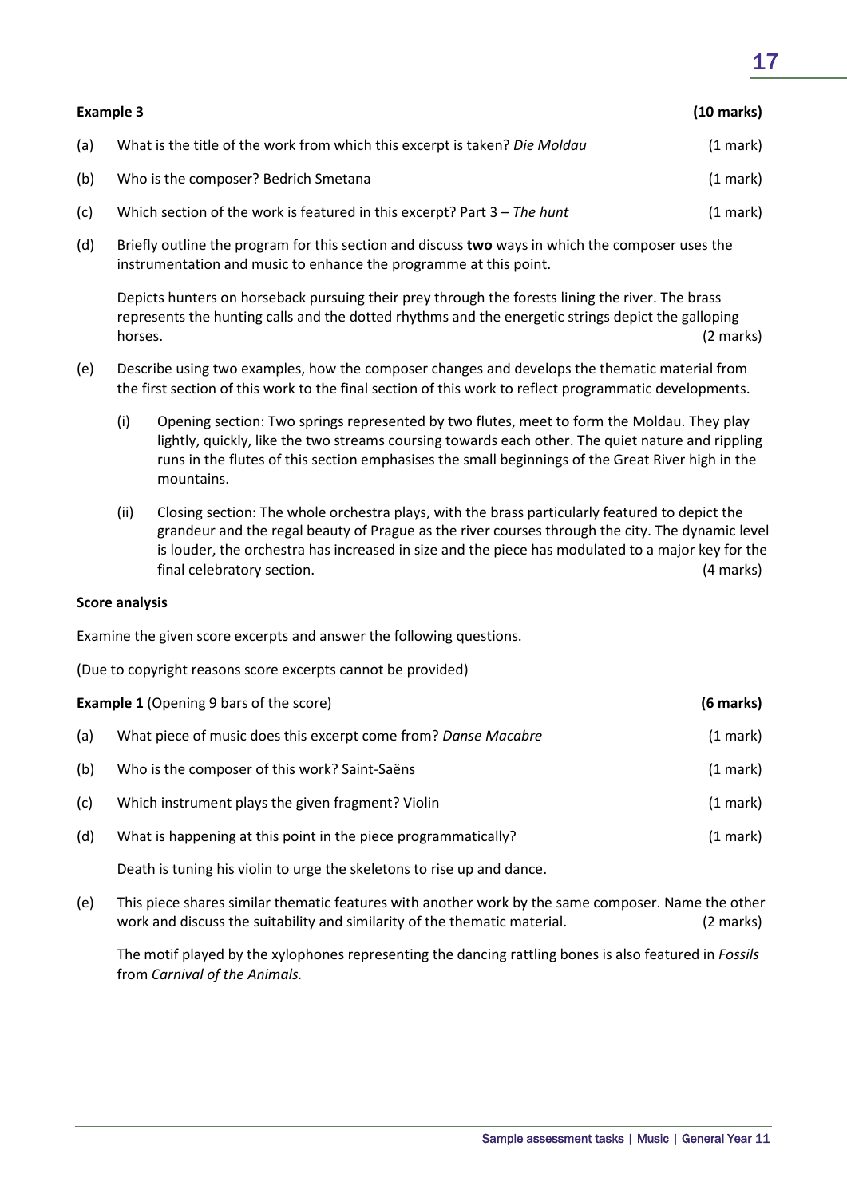**Example 3** **(10 marks)**

(a) What is the title of the work from which this excerpt is taken? *Die Moldau* (1 mark)

(b) Who is the composer? Bedrich Smetana (1 mark)

(c) Which section of the work is featured in this excerpt? Part 3 – *The hunt* (1 mark)

(d) Briefly outline the program for this section and discuss **two** ways in which the composer uses the instrumentation and music to enhance the programme at this point.

Depicts hunters on horseback pursuing their prey through the forests lining the river. The brass represents the hunting calls and the dotted rhythms and the energetic strings depict the galloping horses. (2 marks)

(e) Describe using two examples, how the composer changes and develops the thematic material from the first section of this work to the final section of this work to reflect programmatic developments.

(i) Opening section: Two springs represented by two flutes, meet to form the Moldau. They play lightly, quickly, like the two streams coursing towards each other. The quiet nature and rippling runs in the flutes of this section emphasises the small beginnings of the Great River high in the mountains.

(ii) Closing section: The whole orchestra plays, with the brass particularly featured to depict the grandeur and the regal beauty of Prague as the river courses through the city. The dynamic level is louder, the orchestra has increased in size and the piece has modulated to a major key for the final celebratory section. (4 marks)

**Score analysis**

Examine the given score excerpts and answer the following questions.

(Due to copyright reasons score excerpts cannot be provided)

**Example 1** (Opening 9 bars of the score) **(6 marks)**

(a) What piece of music does this excerpt come from? *Danse Macabre* (1 mark)

(b) Who is the composer of this work? Saint-Saëns (1 mark)

(c) Which instrument plays the given fragment? Violin (1 mark)

(d) What is happening at this point in the piece programmatically? (1 mark)

Death is tuning his violin to urge the skeletons to rise up and dance.

(e) This piece shares similar thematic features with another work by the same composer. Name the other work and discuss the suitability and similarity of the thematic material. (2 marks)

The motif played by the xylophones representing the dancing rattling bones is also featured in *Fossils* from *Carnival of the Animals.*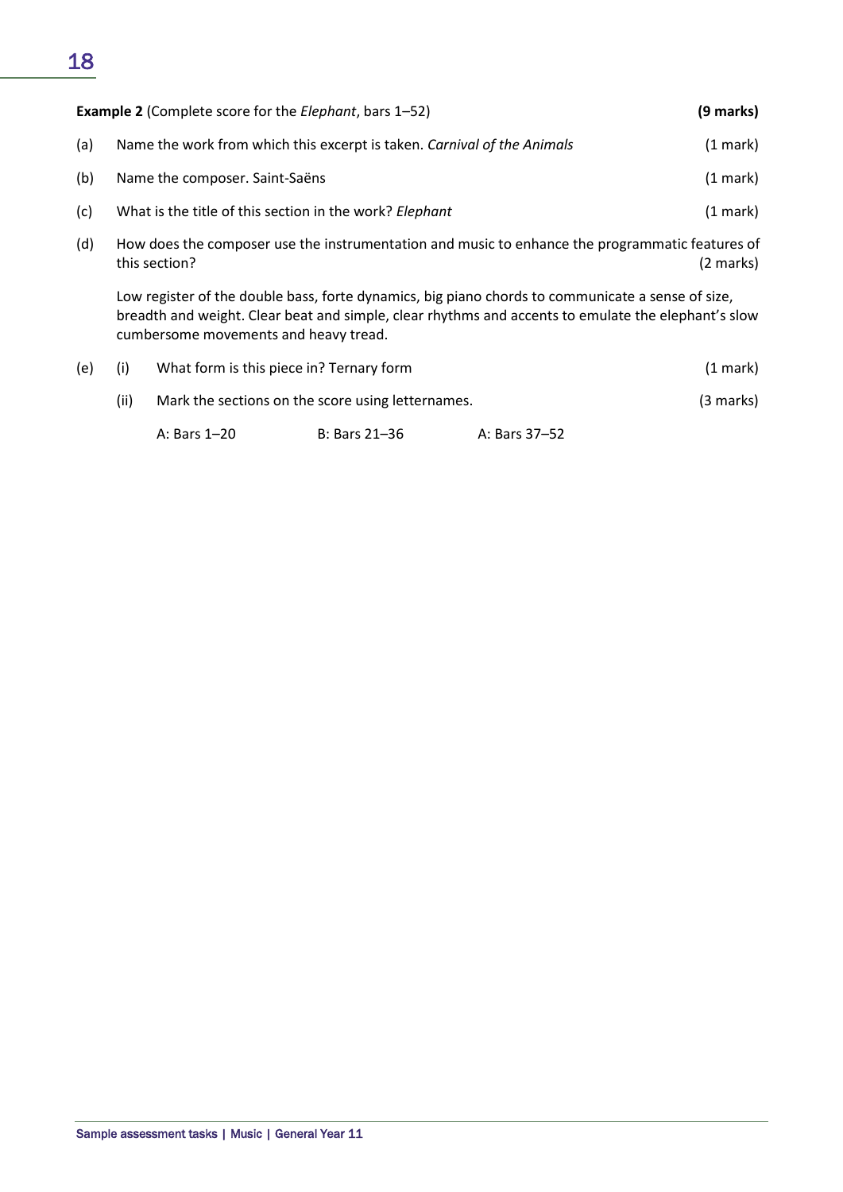**Example 2** (Complete score for the *Elephant*, bars 1–52) **(9 marks)**

(a) Name the work from which this excerpt is taken. *Carnival of the Animals* (1 mark)

(b) Name the composer. Saint-Saëns (1 mark)

(c) What is the title of this section in the work? *Elephant* (1 mark)

(d) How does the composer use the instrumentation and music to enhance the programmatic features of this section? (2 marks)

Low register of the double bass, forte dynamics, big piano chords to communicate a sense of size, breadth and weight. Clear beat and simple, clear rhythms and accents to emulate the elephant's slow cumbersome movements and heavy tread.

(e) (i) What form is this piece in? Ternary form (1 mark)

(ii) Mark the sections on the score using letternames. (3 marks)

A: Bars 1–20 B: Bars 21–36 A: Bars 37–52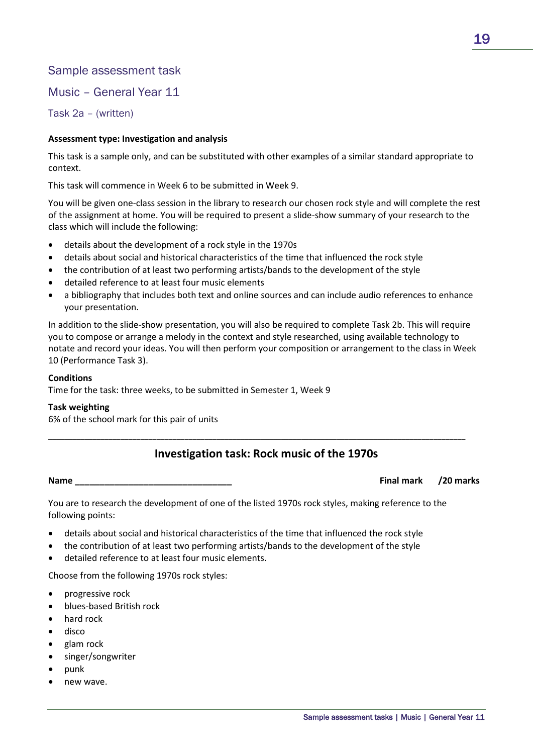## Sample assessment task

## Music – General Year 11

### Task 2a – (written)

**Assessment type: Investigation and analysis**

This task is a sample only, and can be substituted with other examples of a similar standard appropriate to context.

This task will commence in Week 6 to be submitted in Week 9.

You will be given one-class session in the library to research our chosen rock style and will complete the rest of the assignment at home. You will be required to present a slide-show summary of your research to the class which will include the following:

- details about the development of a rock style in the 1970s
- details about social and historical characteristics of the time that influenced the rock style
- the contribution of at least two performing artists/bands to the development of the style
- detailed reference to at least four music elements
- a bibliography that includes both text and online sources and can include audio references to enhance your presentation.

In addition to the slide-show presentation, you will also be required to complete Task 2b. This will require you to compose or arrange a melody in the context and style researched, using available technology to notate and record your ideas. You will then perform your composition or arrangement to the class in Week 10 (Performance Task 3).

**Conditions**
Time for the task: three weeks, to be submitted in Semester 1, Week 9

**Task weighting**
6% of the school mark for this pair of units

---

### Investigation task: Rock music of the 1970s

**Name** ________________________________ **Final mark /20 marks**

You are to research the development of one of the listed 1970s rock styles, making reference to the following points:

- details about social and historical characteristics of the time that influenced the rock style
- the contribution of at least two performing artists/bands to the development of the style
- detailed reference to at least four music elements.

Choose from the following 1970s rock styles:

- progressive rock
- blues-based British rock
- hard rock
- disco
- glam rock
- singer/songwriter
- punk
- new wave.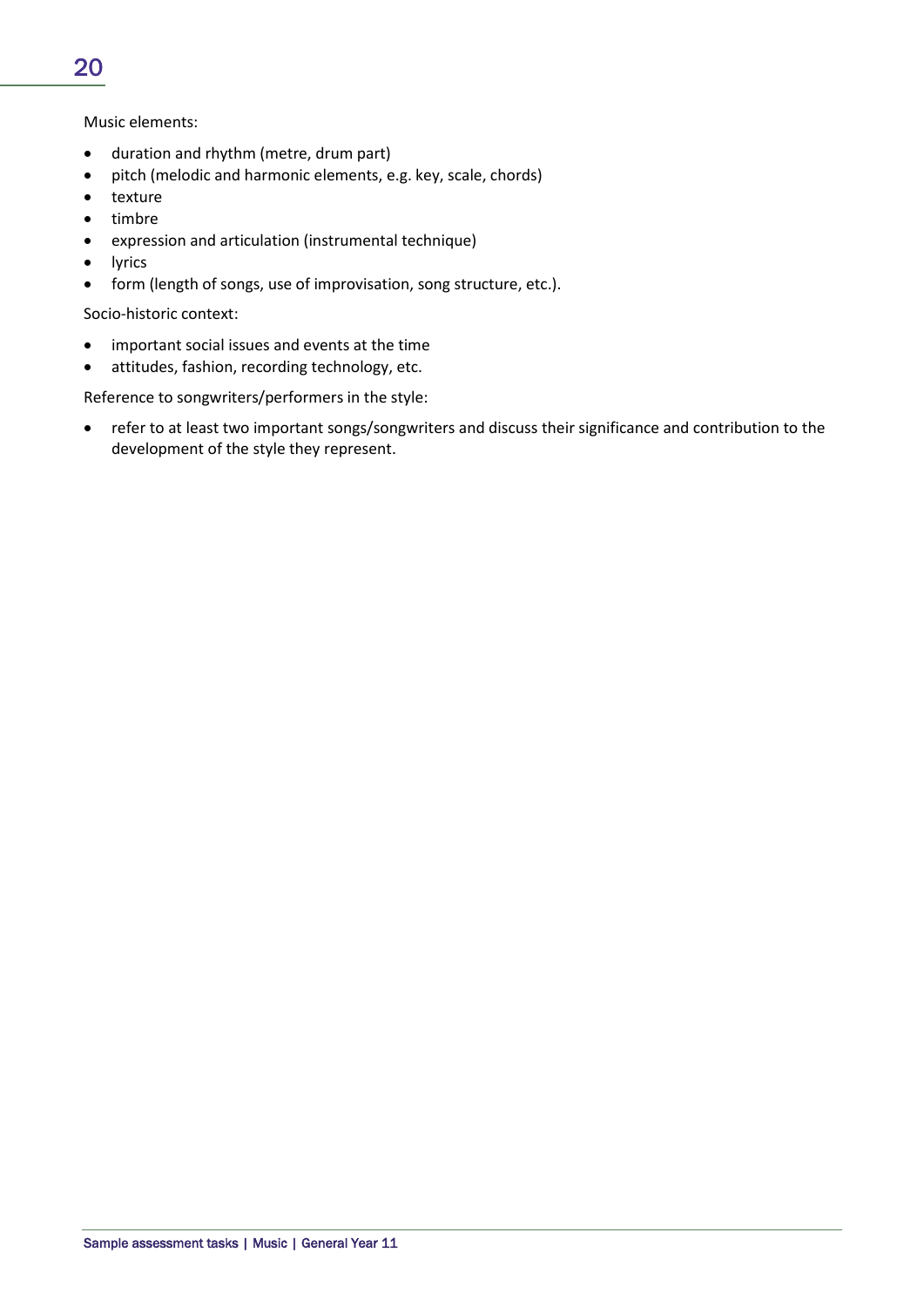Music elements:

- duration and rhythm (metre, drum part)
- pitch (melodic and harmonic elements, e.g. key, scale, chords)
- texture
- timbre
- expression and articulation (instrumental technique)
- lyrics
- form (length of songs, use of improvisation, song structure, etc.).

Socio-historic context:

- important social issues and events at the time
- attitudes, fashion, recording technology, etc.

Reference to songwriters/performers in the style:

- refer to at least two important songs/songwriters and discuss their significance and contribution to the development of the style they represent.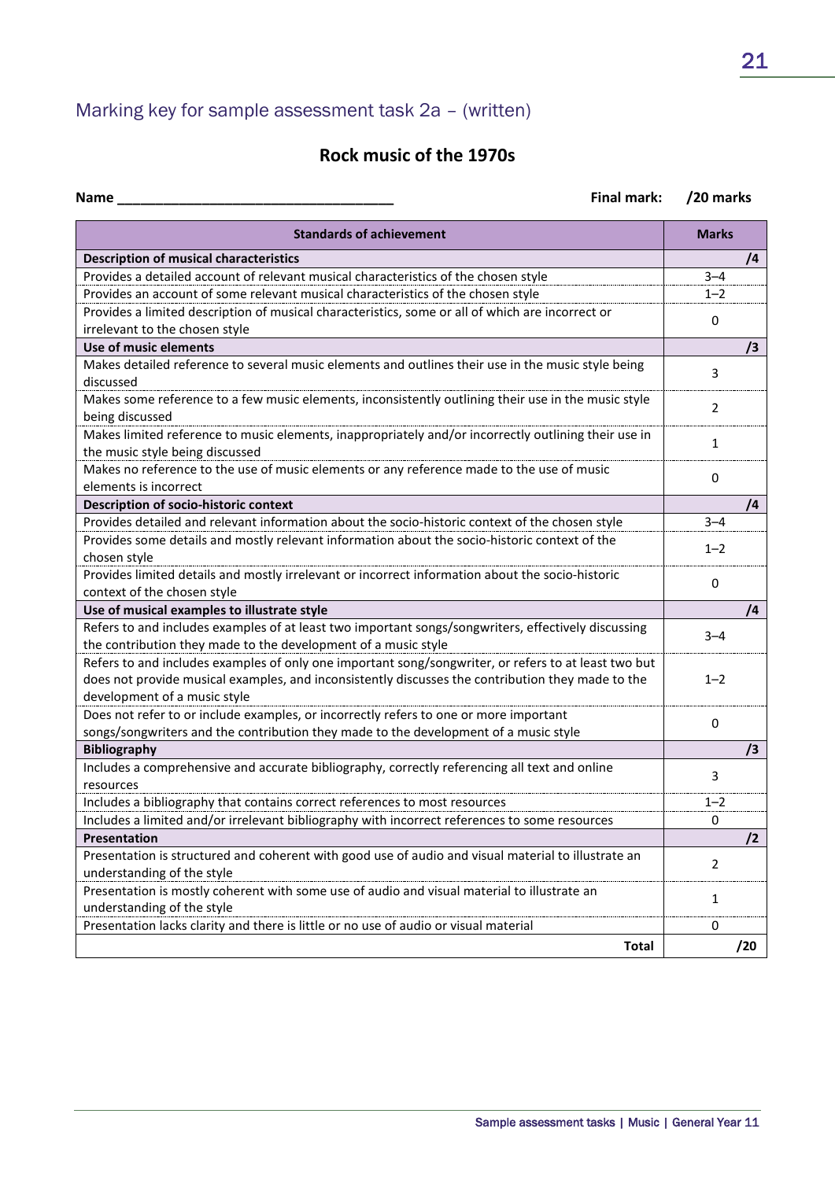## Marking key for sample assessment task 2a – (written)

### Rock music of the 1970s

**Name** ___________________________________ **Final mark: /20 marks**

| Standards of achievement | Marks |
|---|---|
| **Description of musical characteristics** | **/4** |
| Provides a detailed account of relevant musical characteristics of the chosen style | 3–4 |
| Provides an account of some relevant musical characteristics of the chosen style | 1–2 |
| Provides a limited description of musical characteristics, some or all of which are incorrect or irrelevant to the chosen style | 0 |
| **Use of music elements** | **/3** |
| Makes detailed reference to several music elements and outlines their use in the music style being discussed | 3 |
| Makes some reference to a few music elements, inconsistently outlining their use in the music style being discussed | 2 |
| Makes limited reference to music elements, inappropriately and/or incorrectly outlining their use in the music style being discussed | 1 |
| Makes no reference to the use of music elements or any reference made to the use of music elements is incorrect | 0 |
| **Description of socio-historic context** | **/4** |
| Provides detailed and relevant information about the socio-historic context of the chosen style | 3–4 |
| Provides some details and mostly relevant information about the socio-historic context of the chosen style | 1–2 |
| Provides limited details and mostly irrelevant or incorrect information about the socio-historic context of the chosen style | 0 |
| **Use of musical examples to illustrate style** | **/4** |
| Refers to and includes examples of at least two important songs/songwriters, effectively discussing the contribution they made to the development of a music style | 3–4 |
| Refers to and includes examples of only one important song/songwriter, or refers to at least two but does not provide musical examples, and inconsistently discusses the contribution they made to the development of a music style | 1–2 |
| Does not refer to or include examples, or incorrectly refers to one or more important songs/songwriters and the contribution they made to the development of a music style | 0 |
| **Bibliography** | **/3** |
| Includes a comprehensive and accurate bibliography, correctly referencing all text and online resources | 3 |
| Includes a bibliography that contains correct references to most resources | 1–2 |
| Includes a limited and/or irrelevant bibliography with incorrect references to some resources | 0 |
| **Presentation** | **/2** |
| Presentation is structured and coherent with good use of audio and visual material to illustrate an understanding of the style | 2 |
| Presentation is mostly coherent with some use of audio and visual material to illustrate an understanding of the style | 1 |
| Presentation lacks clarity and there is little or no use of audio or visual material | 0 |
| **Total** | **/20** |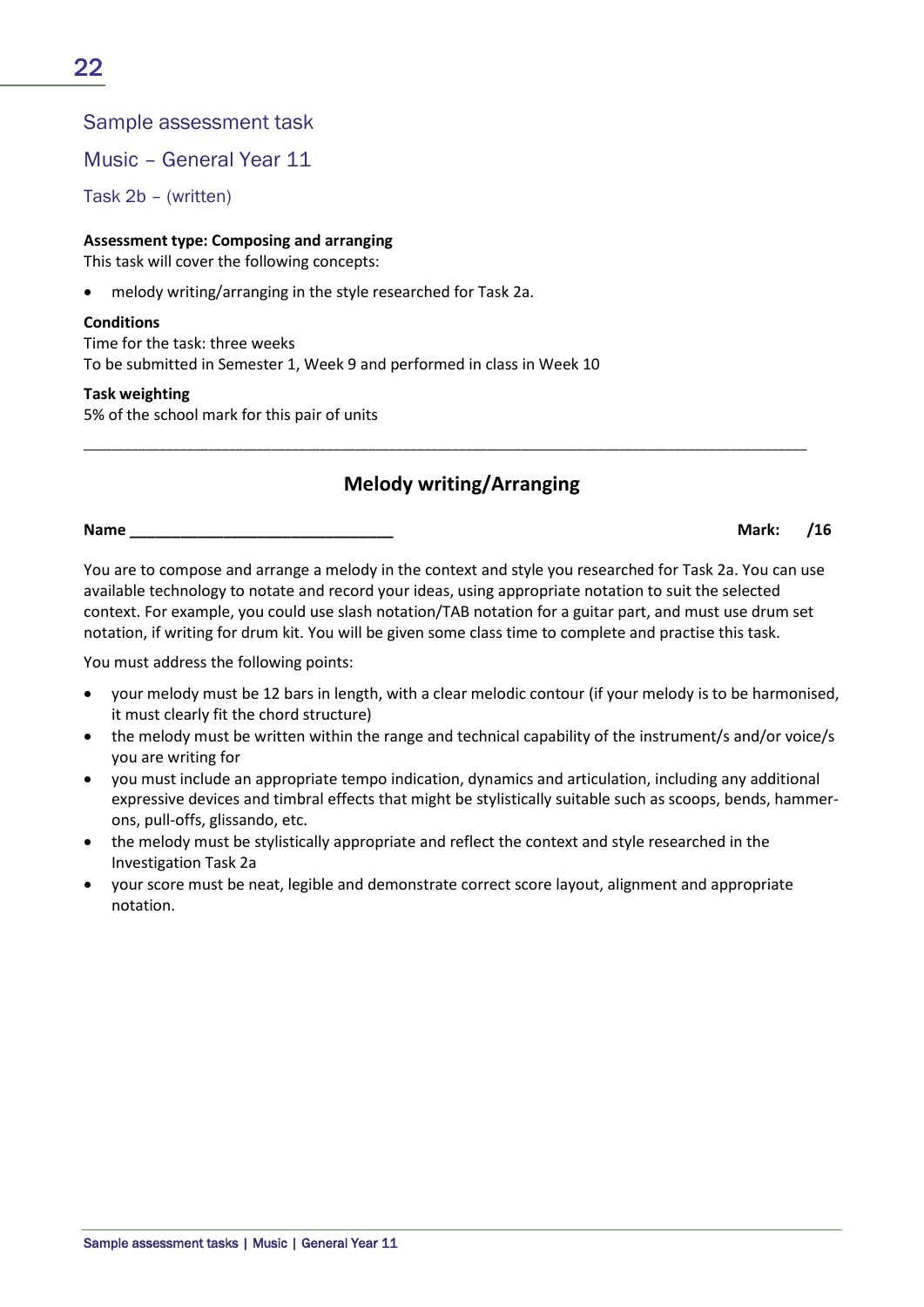## Sample assessment task

## Music – General Year 11

### Task 2b – (written)

**Assessment type: Composing and arranging**
This task will cover the following concepts:

- melody writing/arranging in the style researched for Task 2a.

**Conditions**
Time for the task: three weeks
To be submitted in Semester 1, Week 9 and performed in class in Week 10

**Task weighting**
5% of the school mark for this pair of units

---

### Melody writing/Arranging

**Name ______________________________** **Mark: /16**

You are to compose and arrange a melody in the context and style you researched for Task 2a. You can use available technology to notate and record your ideas, using appropriate notation to suit the selected context. For example, you could use slash notation/TAB notation for a guitar part, and must use drum set notation, if writing for drum kit. You will be given some class time to complete and practise this task.

You must address the following points:

- your melody must be 12 bars in length, with a clear melodic contour (if your melody is to be harmonised, it must clearly fit the chord structure)
- the melody must be written within the range and technical capability of the instrument/s and/or voice/s you are writing for
- you must include an appropriate tempo indication, dynamics and articulation, including any additional expressive devices and timbral effects that might be stylistically suitable such as scoops, bends, hammer-ons, pull-offs, glissando, etc.
- the melody must be stylistically appropriate and reflect the context and style researched in the Investigation Task 2a
- your score must be neat, legible and demonstrate correct score layout, alignment and appropriate notation.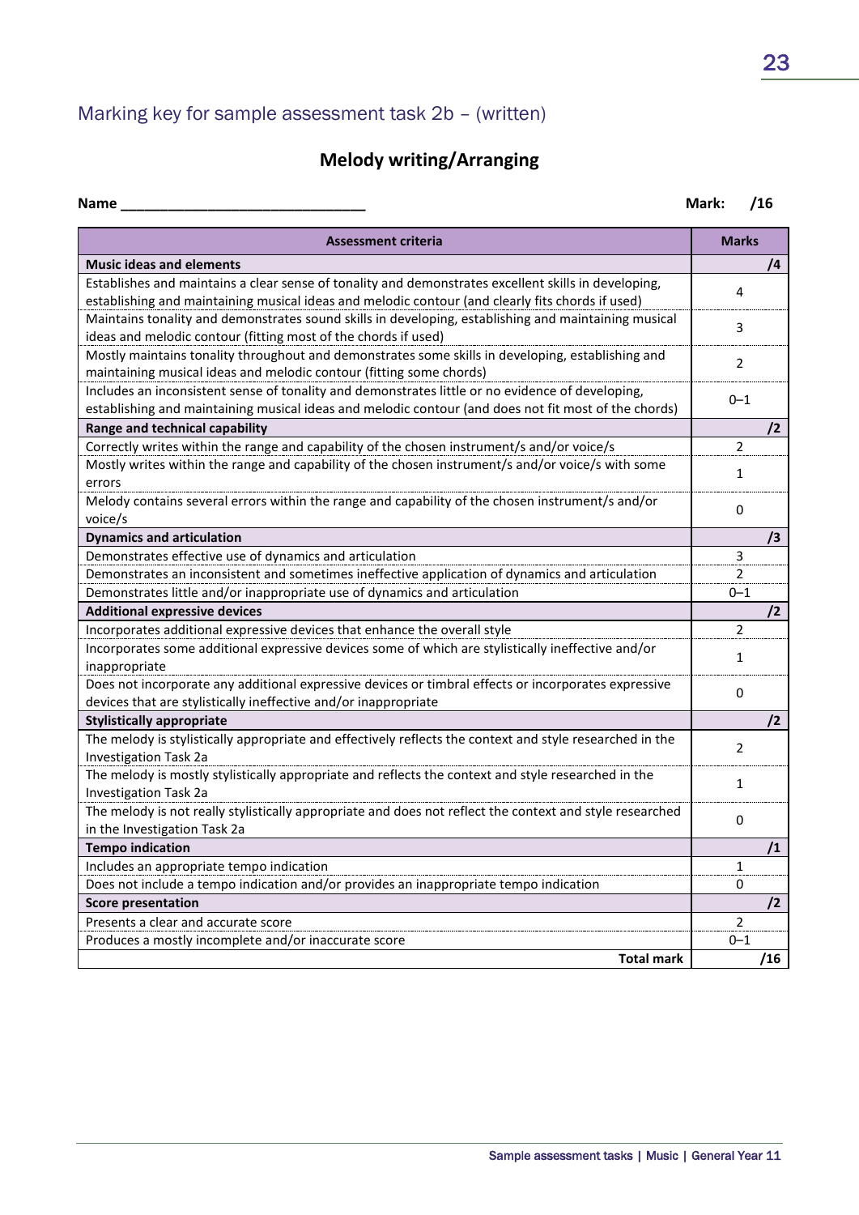## Marking key for sample assessment task 2b – (written)

### Melody writing/Arranging

**Name** _______________________________ **Mark: /16**

| Assessment criteria | Marks |
|---|---|
| **Music ideas and elements** | **/4** |
| Establishes and maintains a clear sense of tonality and demonstrates excellent skills in developing, establishing and maintaining musical ideas and melodic contour (and clearly fits chords if used) | 4 |
| Maintains tonality and demonstrates sound skills in developing, establishing and maintaining musical ideas and melodic contour (fitting most of the chords if used) | 3 |
| Mostly maintains tonality throughout and demonstrates some skills in developing, establishing and maintaining musical ideas and melodic contour (fitting some chords) | 2 |
| Includes an inconsistent sense of tonality and demonstrates little or no evidence of developing, establishing and maintaining musical ideas and melodic contour (and does not fit most of the chords) | 0–1 |
| **Range and technical capability** | **/2** |
| Correctly writes within the range and capability of the chosen instrument/s and/or voice/s | 2 |
| Mostly writes within the range and capability of the chosen instrument/s and/or voice/s with some errors | 1 |
| Melody contains several errors within the range and capability of the chosen instrument/s and/or voice/s | 0 |
| **Dynamics and articulation** | **/3** |
| Demonstrates effective use of dynamics and articulation | 3 |
| Demonstrates an inconsistent and sometimes ineffective application of dynamics and articulation | 2 |
| Demonstrates little and/or inappropriate use of dynamics and articulation | 0–1 |
| **Additional expressive devices** | **/2** |
| Incorporates additional expressive devices that enhance the overall style | 2 |
| Incorporates some additional expressive devices some of which are stylistically ineffective and/or inappropriate | 1 |
| Does not incorporate any additional expressive devices or timbral effects or incorporates expressive devices that are stylistically ineffective and/or inappropriate | 0 |
| **Stylistically appropriate** | **/2** |
| The melody is stylistically appropriate and effectively reflects the context and style researched in the Investigation Task 2a | 2 |
| The melody is mostly stylistically appropriate and reflects the context and style researched in the Investigation Task 2a | 1 |
| The melody is not really stylistically appropriate and does not reflect the context and style researched in the Investigation Task 2a | 0 |
| **Tempo indication** | **/1** |
| Includes an appropriate tempo indication | 1 |
| Does not include a tempo indication and/or provides an inappropriate tempo indication | 0 |
| **Score presentation** | **/2** |
| Presents a clear and accurate score | 2 |
| Produces a mostly incomplete and/or inaccurate score | 0–1 |
| **Total mark** | **/16** |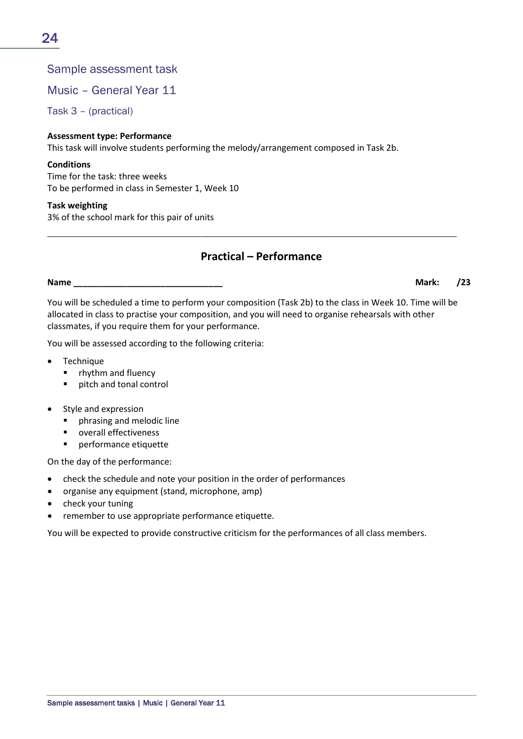# Sample assessment task

## Music – General Year 11

### Task 3 – (practical)

**Assessment type: Performance**
This task will involve students performing the melody/arrangement composed in Task 2b.

**Conditions**
Time for the task: three weeks
To be performed in class in Semester 1, Week 10

**Task weighting**
3% of the school mark for this pair of units

---

## Practical – Performance

**Name** ______________________________ **Mark: /23**

You will be scheduled a time to perform your composition (Task 2b) to the class in Week 10. Time will be allocated in class to practise your composition, and you will need to organise rehearsals with other classmates, if you require them for your performance.

You will be assessed according to the following criteria:

- Technique
  - rhythm and fluency
  - pitch and tonal control
- Style and expression
  - phrasing and melodic line
  - overall effectiveness
  - performance etiquette

On the day of the performance:

- check the schedule and note your position in the order of performances
- organise any equipment (stand, microphone, amp)
- check your tuning
- remember to use appropriate performance etiquette.

You will be expected to provide constructive criticism for the performances of all class members.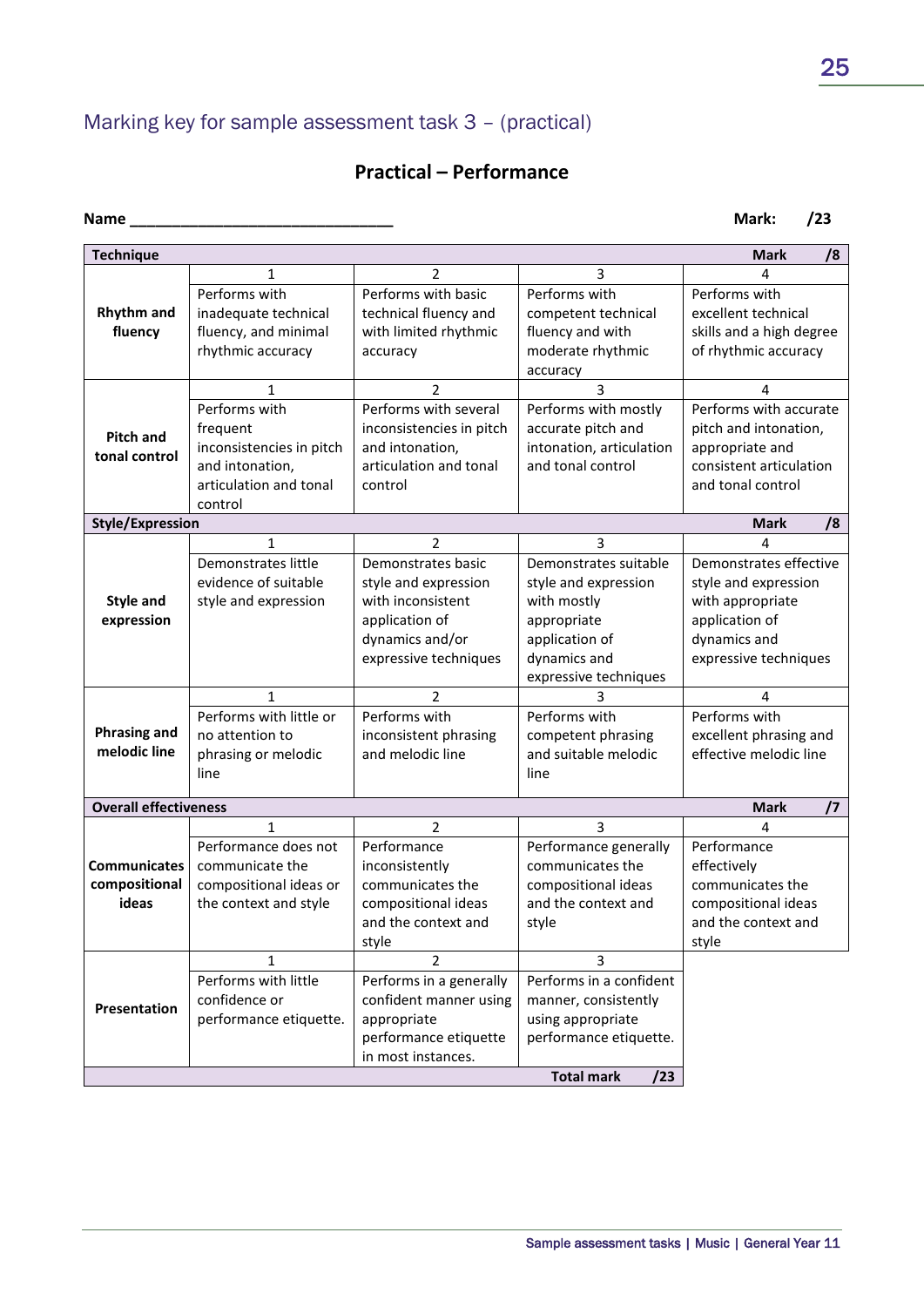## Marking key for sample assessment task 3 – (practical)

### Practical – Performance

**Name** ______________________________ **Mark: /23**

| **Technique** | | | | **Mark /8** |
|---|---|---|---|---|
| | 1 | 2 | 3 | 4 |
| **Rhythm and fluency** | Performs with inadequate technical fluency, and minimal rhythmic accuracy | Performs with basic technical fluency and with limited rhythmic accuracy | Performs with competent technical fluency and with moderate rhythmic accuracy | Performs with excellent technical skills and a high degree of rhythmic accuracy |
| | 1 | 2 | 3 | 4 |
| **Pitch and tonal control** | Performs with frequent inconsistencies in pitch and intonation, articulation and tonal control | Performs with several inconsistencies in pitch and intonation, articulation and tonal control | Performs with mostly accurate pitch and intonation, articulation and tonal control | Performs with accurate pitch and intonation, appropriate and consistent articulation and tonal control |
| **Style/Expression** | | | | **Mark /8** |
| | 1 | 2 | 3 | 4 |
| **Style and expression** | Demonstrates little evidence of suitable style and expression | Demonstrates basic style and expression with inconsistent application of dynamics and/or expressive techniques | Demonstrates suitable style and expression with mostly appropriate application of dynamics and expressive techniques | Demonstrates effective style and expression with appropriate application of dynamics and expressive techniques |
| | 1 | 2 | 3 | 4 |
| **Phrasing and melodic line** | Performs with little or no attention to phrasing or melodic line | Performs with inconsistent phrasing and melodic line | Performs with competent phrasing and suitable melodic line | Performs with excellent phrasing and effective melodic line |
| **Overall effectiveness** | | | | **Mark /7** |
| | 1 | 2 | 3 | 4 |
| **Communicates compositional ideas** | Performance does not communicate the compositional ideas or the context and style | Performance inconsistently communicates the compositional ideas and the context and style | Performance generally communicates the compositional ideas and the context and style | Performance effectively communicates the compositional ideas and the context and style |
| | 1 | 2 | 3 | |
| **Presentation** | Performs with little confidence or performance etiquette. | Performs in a generally confident manner using appropriate performance etiquette in most instances. | Performs in a confident manner, consistently using appropriate performance etiquette. | |
| | | | **Total mark /23** | |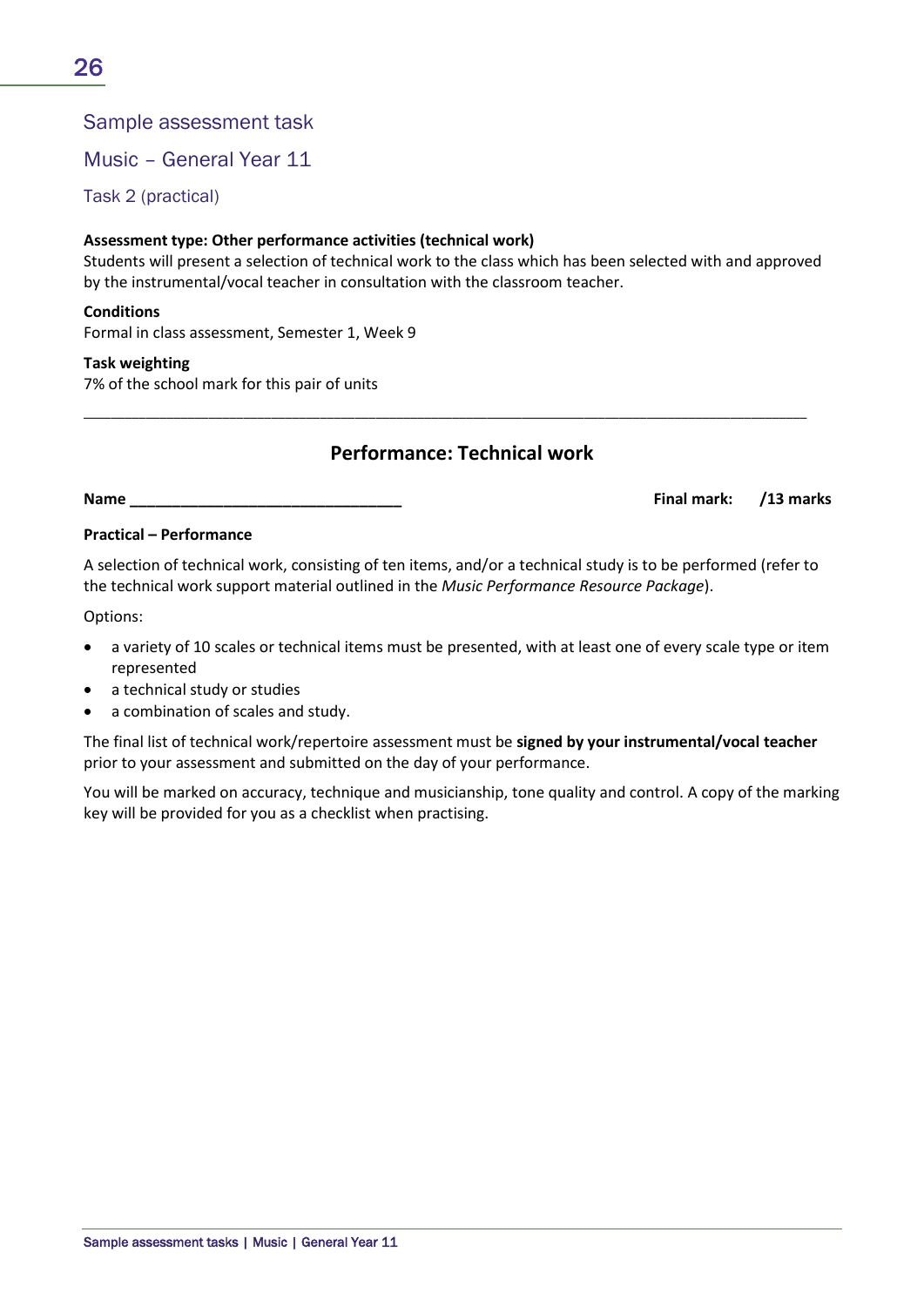## Sample assessment task

## Music – General Year 11

### Task 2 (practical)

**Assessment type: Other performance activities (technical work)**
Students will present a selection of technical work to the class which has been selected with and approved by the instrumental/vocal teacher in consultation with the classroom teacher.

**Conditions**
Formal in class assessment, Semester 1, Week 9

**Task weighting**
7% of the school mark for this pair of units

---

### Performance: Technical work

**Name ________________________________** **Final mark: /13 marks**

**Practical – Performance**

A selection of technical work, consisting of ten items, and/or a technical study is to be performed (refer to the technical work support material outlined in the *Music Performance Resource Package*).

Options:

- a variety of 10 scales or technical items must be presented, with at least one of every scale type or item represented
- a technical study or studies
- a combination of scales and study.

The final list of technical work/repertoire assessment must be **signed by your instrumental/vocal teacher** prior to your assessment and submitted on the day of your performance.

You will be marked on accuracy, technique and musicianship, tone quality and control. A copy of the marking key will be provided for you as a checklist when practising.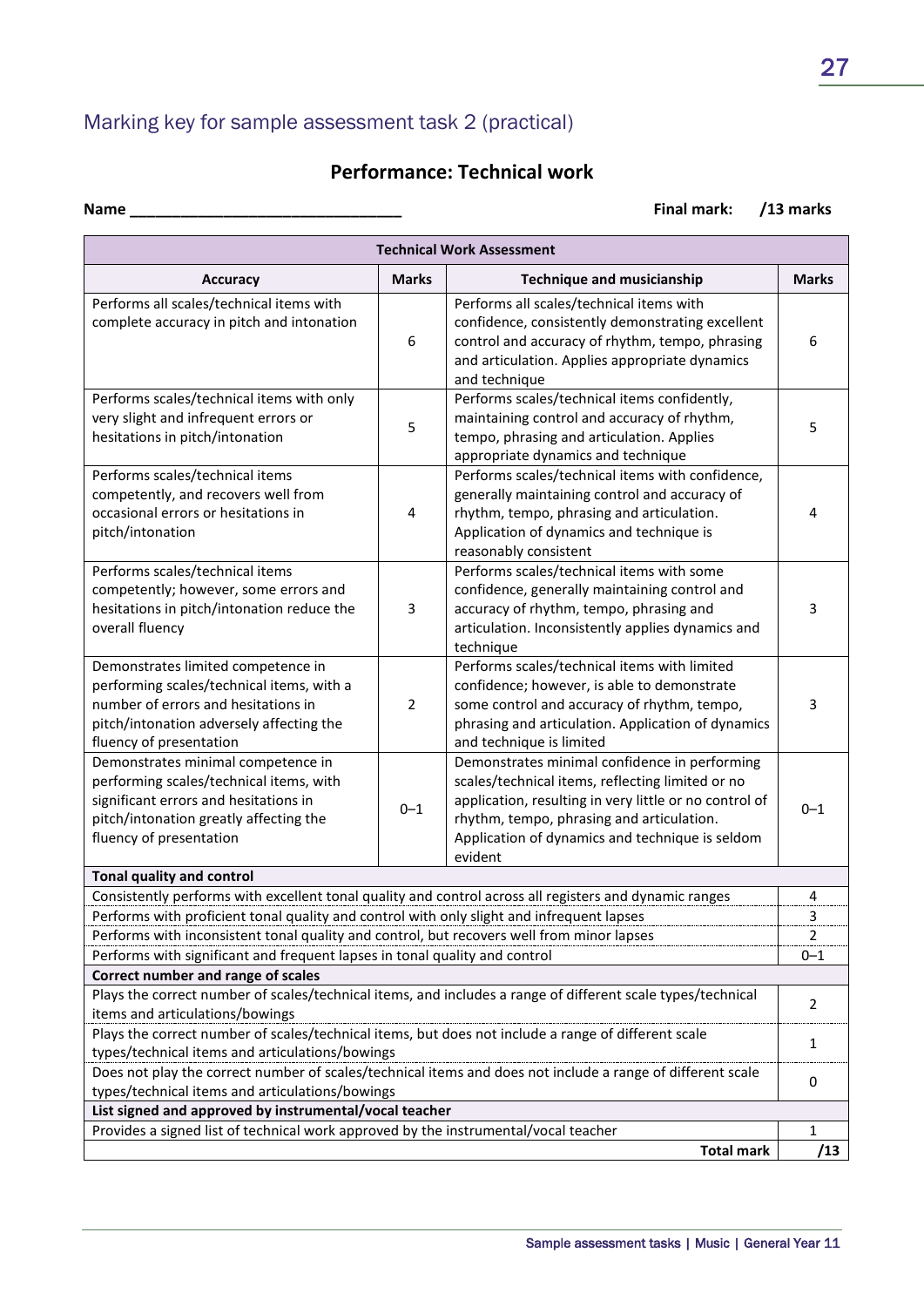## Marking key for sample assessment task 2 (practical)

### Performance: Technical work

**Name** ________________________________ **Final mark: /13 marks**

| Technical Work Assessment | | | |
|---|---|---|---|
| **Accuracy** | **Marks** | **Technique and musicianship** | **Marks** |
| Performs all scales/technical items with complete accuracy in pitch and intonation | 6 | Performs all scales/technical items with confidence, consistently demonstrating excellent control and accuracy of rhythm, tempo, phrasing and articulation. Applies appropriate dynamics and technique | 6 |
| Performs scales/technical items with only very slight and infrequent errors or hesitations in pitch/intonation | 5 | Performs scales/technical items confidently, maintaining control and accuracy of rhythm, tempo, phrasing and articulation. Applies appropriate dynamics and technique | 5 |
| Performs scales/technical items competently, and recovers well from occasional errors or hesitations in pitch/intonation | 4 | Performs scales/technical items with confidence, generally maintaining control and accuracy of rhythm, tempo, phrasing and articulation. Application of dynamics and technique is reasonably consistent | 4 |
| Performs scales/technical items competently; however, some errors and hesitations in pitch/intonation reduce the overall fluency | 3 | Performs scales/technical items with some confidence, generally maintaining control and accuracy of rhythm, tempo, phrasing and articulation. Inconsistently applies dynamics and technique | 3 |
| Demonstrates limited competence in performing scales/technical items, with a number of errors and hesitations in pitch/intonation adversely affecting the fluency of presentation | 2 | Performs scales/technical items with limited confidence; however, is able to demonstrate some control and accuracy of rhythm, tempo, phrasing and articulation. Application of dynamics and technique is limited | 3 |
| Demonstrates minimal competence in performing scales/technical items, with significant errors and hesitations in pitch/intonation greatly affecting the fluency of presentation | 0–1 | Demonstrates minimal confidence in performing scales/technical items, reflecting limited or no application, resulting in very little or no control of rhythm, tempo, phrasing and articulation. Application of dynamics and technique is seldom evident | 0–1 |
| **Tonal quality and control** | | | |
| Consistently performs with excellent tonal quality and control across all registers and dynamic ranges | | | 4 |
| Performs with proficient tonal quality and control with only slight and infrequent lapses | | | 3 |
| Performs with inconsistent tonal quality and control, but recovers well from minor lapses | | | 2 |
| Performs with significant and frequent lapses in tonal quality and control | | | 0–1 |
| **Correct number and range of scales** | | | |
| Plays the correct number of scales/technical items, and includes a range of different scale types/technical items and articulations/bowings | | | 2 |
| Plays the correct number of scales/technical items, but does not include a range of different scale types/technical items and articulations/bowings | | | 1 |
| Does not play the correct number of scales/technical items and does not include a range of different scale types/technical items and articulations/bowings | | | 0 |
| **List signed and approved by instrumental/vocal teacher** | | | |
| Provides a signed list of technical work approved by the instrumental/vocal teacher | | | 1 |
| | | **Total mark** | **/13** |